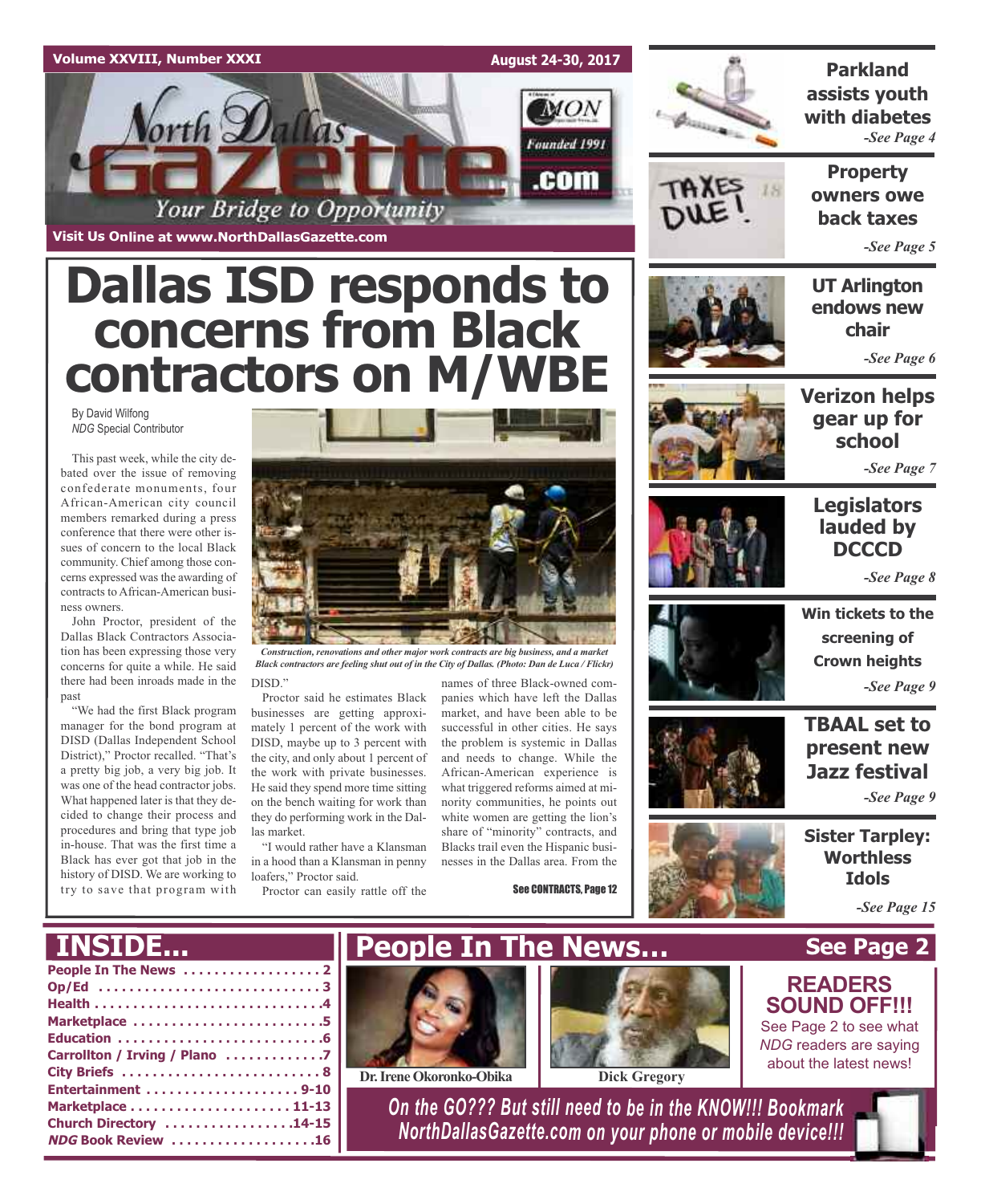Volume XXVIII, Number XXXI — August 24-30, 2017

# North Dallas Gazette

Your Bridge to Opportunity

Founded 1991

Visit Us Online at www.NorthDallasGazette.com

# Dallas ISD responds to concerns from Black contractors on M/WBE

By David Wilfong
*NDG* Special Contributor

This past week, while the city debated over the issue of removing confederate monuments, four African-American city council members remarked during a press conference that there were other issues of concern to the local Black community. Chief among those concerns expressed was the awarding of contracts to African-American business owners.

John Proctor, president of the Dallas Black Contractors Association has been expressing those very concerns for quite a while. He said there had been inroads made in the past

"We had the first Black program manager for the bond program at DISD (Dallas Independent School District)," Proctor recalled. "That's a pretty big job, a very big job. It was one of the head contractor jobs. What happened later is that they decided to change their process and procedures and bring that type job in-house. That was the first time a Black has ever got that job in the history of DISD. We are working to try to save that program with DISD."

Proctor said he estimates Black businesses are getting approximately 1 percent of the work with DISD, maybe up to 3 percent with the city, and only about 1 percent of the work with private businesses. He said they spend more time sitting on the bench waiting for work than they do performing work in the Dallas market.

"I would rather have a Klansman in a hood than a Klansman in penny loafers," Proctor said.

Proctor can easily rattle off the names of three Black-owned companies which have left the Dallas market, and have been able to be successful in other cities. He says the problem is systemic in Dallas and needs to change. While the African-American experience is what triggered reforms aimed at minority communities, he points out white women are getting the lion's share of "minority" contracts, and Blacks trail even the Hispanic businesses in the Dallas area. From the

See CONTRACTS, Page 12

*Construction, renovations and other major work contracts are big business, and a market Black contractors are feeling shut out of in the City of Dallas. (Photo: Dan de Luca / Flickr)*

**Parkland assists youth with diabetes** -See Page 4

**Property owners owe back taxes** -See Page 5

**UT Arlington endows new chair** -See Page 6

**Verizon helps gear up for school** -See Page 7

**Legislators lauded by DCCCD** -See Page 8

**Win tickets to the screening of Crown heights** -See Page 9

**TBAAL set to present new Jazz festival** -See Page 9

**Sister Tarpley: Worthless Idols** -See Page 15

## INSIDE...

- People In The News .................. 2
- Op/Ed .................................. 3
- Health .................................. 4
- Marketplace ............................ 5
- Education .............................. 6
- Carrollton / Irving / Plano ............ 7
- City Briefs ............................ 8
- Entertainment ..................... 9-10
- Marketplace ...................... 11-13
- Church Directory ................. 14-15
- *NDG* Book Review ................... 16

## People In The News... See Page 2

Dr. Irene Okoronko-Obika

Dick Gregory

**READERS SOUND OFF!!!**

See Page 2 to see what *NDG* readers are saying about the latest news!

*On the GO??? But still need to be in the KNOW!!! Bookmark NorthDallasGazette.com on your phone or mobile device!!!*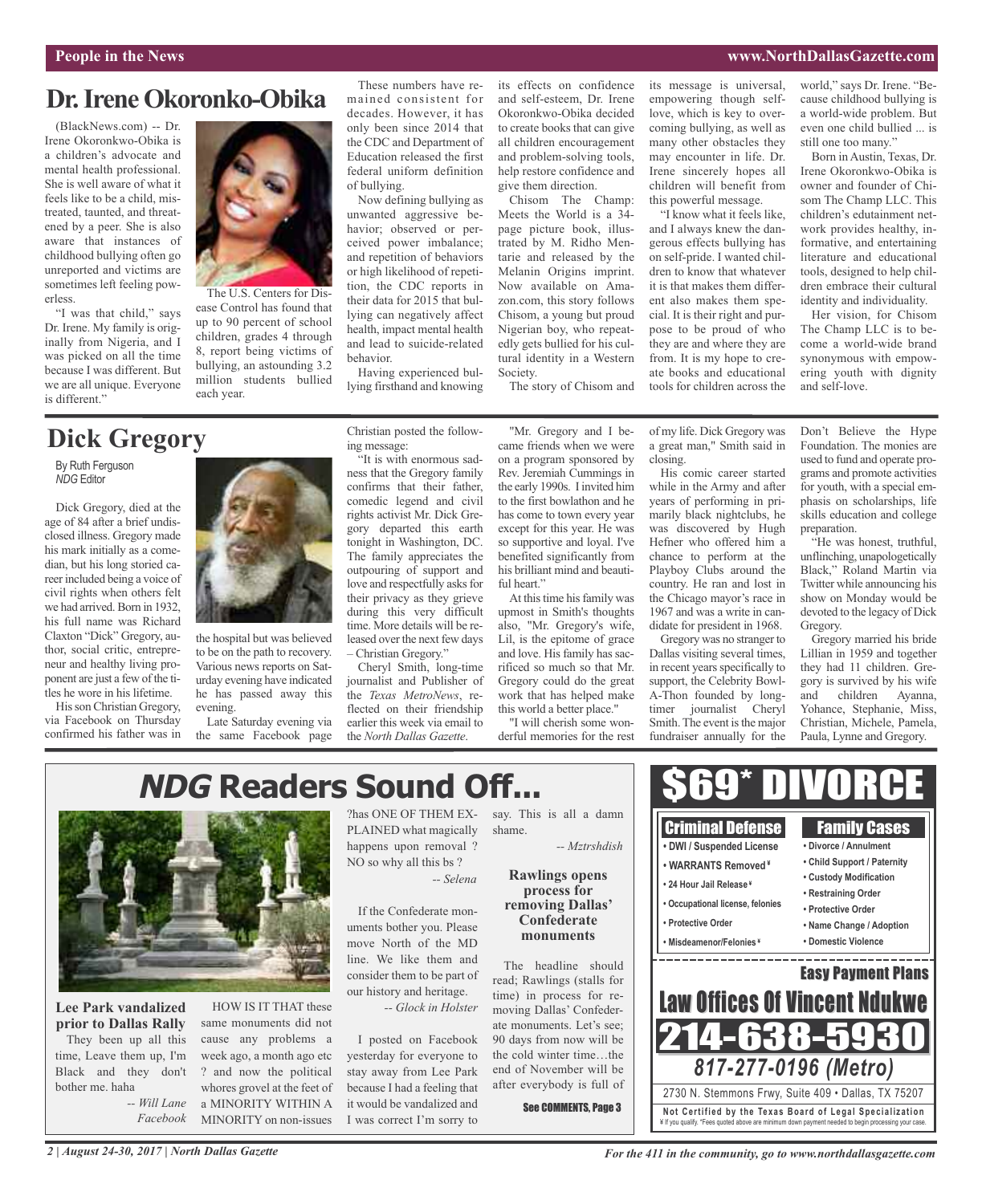# Dr. Irene Okoronko-Obika

(BlackNews.com) -- Dr. Irene Okoronkwo-Obika is a children's advocate and mental health professional. She is well aware of what it feels like to be a child, mistreated, taunted, and threatened by a peer. She is also aware that instances of childhood bullying often go unreported and victims are sometimes left feeling powerless.

"I was that child," says Dr. Irene. My family is originally from Nigeria, and I was picked on all the time because I was different. But we are all unique. Everyone is different."

The U.S. Centers for Disease Control has found that up to 90 percent of school children, grades 4 through 8, report being victims of bullying, an astounding 3.2 million students bullied each year.

These numbers have remained consistent for decades. However, it has only been since 2014 that the CDC and Department of Education released the first federal uniform definition of bullying.

Now defining bullying as unwanted aggressive behavior; observed or perceived power imbalance; and repetition of behaviors or high likelihood of repetition, the CDC reports in their data for 2015 that bullying can negatively affect health, impact mental health and lead to suicide-related behavior.

Having experienced bullying firsthand and knowing its effects on confidence and self-esteem, Dr. Irene Okoronkwo-Obika decided to create books that can give all children encouragement and problem-solving tools, help restore confidence and give them direction.

Chisom The Champ: Meets the World is a 34-page picture book, illustrated by M. Ridho Mentarie and released by the Melanin Origins imprint. Now available on Amazon.com, this story follows Chisom, a young but proud Nigerian boy, who repeatedly gets bullied for his cultural identity in a Western Society.

The story of Chisom and its message is universal, empowering though self-love, which is key to overcoming bullying, as well as many other obstacles they may encounter in life. Dr. Irene sincerely hopes all children will benefit from this powerful message.

"I know what it feels like, and I always knew the dangerous effects bullying has on self-pride. I wanted children to know that whatever it is that makes them different also makes them special. It is their right and purpose to be proud of who they are and where they are from. It is my hope to create books and educational tools for children across the world," says Dr. Irene. "Because childhood bullying is a world-wide problem. But even one child bullied ... is still one too many."

Born in Austin, Texas, Dr. Irene Okoronkwo-Obika is owner and founder of Chisom The Champ LLC. This children's edutainment network provides healthy, informative, and entertaining literature and educational tools, designed to help children embrace their cultural identity and individuality.

Her vision, for Chisom The Champ LLC is to become a world-wide brand synonymous with empowering youth with dignity and self-love.

# Dick Gregory

By Ruth Ferguson
*NDG* Editor

Dick Gregory, died at the age of 84 after a brief undisclosed illness. Gregory made his mark initially as a comedian, but his long storied career included being a voice of civil rights when others felt we had arrived. Born in 1932, his full name was Richard Claxton "Dick" Gregory, author, social critic, entrepreneur and healthy living proponent are just a few of the titles he wore in his lifetime.

His son Christian Gregory, via Facebook on Thursday confirmed his father was in the hospital but was believed to be on the path to recovery. Various news reports on Saturday evening have indicated he has passed away this evening.

Late Saturday evening via the same Facebook page Christian posted the following message:

"It is with enormous sadness that the Gregory family confirms that their father, comedic legend and civil rights activist Mr. Dick Gregory departed this earth tonight in Washington, DC. The family appreciates the outpouring of support and love and respectfully asks for their privacy as they grieve during this very difficult time. More details will be released over the next few days – Christian Gregory."

Cheryl Smith, long-time journalist and Publisher of the *Texas MetroNews*, reflected on their friendship earlier this week via email to the *North Dallas Gazette*.

"Mr. Gregory and I became friends when we were on a program sponsored by Rev. Jeremiah Cummings in the early 1990s. I invited him to the first bowlathon and he has come to town every year except for this year. He was so supportive and loyal. I've benefited significantly from his brilliant mind and beautiful heart."

At this time his family was upmost in Smith's thoughts also, "Mr. Gregory's wife, Lil, is the epitome of grace and love. His family has sacrificed so much so that Mr. Gregory could do the great work that has helped make this world a better place."

"I will cherish some wonderful memories for the rest of my life. Dick Gregory was a great man," Smith said in closing.

His comic career started while in the Army and after years of performing in primarily black nightclubs, he was discovered by Hugh Hefner who offered him a chance to perform at the Playboy Clubs around the country. He ran and lost in the Chicago mayor's race in 1967 and was a write in candidate for president in 1968.

Gregory was no stranger to Dallas visiting several times, in recent years specifically to support, the Celebrity Bowl-A-Thon founded by long-timer journalist Cheryl Smith. The event is the major fundraiser annually for the Don't Believe the Hype Foundation. The monies are used to fund and operate programs and promote activities for youth, with a special emphasis on scholarships, life skills education and college preparation.

"He was honest, truthful, unflinching, unapologetically Black," Roland Martin via Twitter while announcing his show on Monday would be devoted to the legacy of Dick Gregory.

Gregory married his bride Lillian in 1959 and together they had 11 children. Gregory is survived by his wife and children Ayanna, Yohance, Stephanie, Miss, Christian, Michele, Pamela, Paula, Lynne and Gregory.

# *NDG* Readers Sound Off...

**Lee Park vandalized prior to Dallas Rally**

They been up all this time, Leave them up, I'm Black and they don't bother me. haha

*-- Will Lane Facebook*

HOW IS IT THAT these same monuments did not cause any problems a week ago, a month ago etc ? and now the political whores grovel at the feet of a MINORITY WITHIN A MINORITY on non-issues ?has ONE OF THEM EXPLAINED what magically happens upon removal ? NO so why all this bs ?

*-- Selena*

If the Confederate monuments bother you. Please move North of the MD line. We like them and consider them to be part of our history and heritage.

*-- Glock in Holster*

I posted on Facebook yesterday for everyone to stay away from Lee Park because I had a feeling that it would be vandalized and I was correct I'm sorry to say. This is all a damn shame.

*-- Mztrshdish*

**Rawlings opens process for removing Dallas' Confederate monuments**

The headline should read; Rawlings (stalls for time) in process for removing Dallas' Confederate monuments. Let's see; 90 days from now will be the cold winter time…the end of November will be after everybody is full of

See COMMENTS, Page 3

# $69* DIVORCE

**Criminal Defense**
- DWI / Suspended License
- WARRANTS Removed¥
- 24 Hour Jail Release¥
- Occupational license, felonies
- Protective Order
- Misdeamenor/Felonies¥

**Family Cases**
- Divorce / Annulment
- Child Support / Paternity
- Custody Modification
- Restraining Order
- Protective Order
- Name Change / Adoption
- Domestic Violence

**Easy Payment Plans**

**Law Offices Of Vincent Ndukwe**

**214-638-5930**

*817-277-0196 (Metro)*

2730 N. Stemmons Frwy, Suite 409 • Dallas, TX 75207

**Not Certified by the Texas Board of Legal Specialization**
¥ If you qualify. *Fees quoted above are minimum down payment needed to begin processing your case.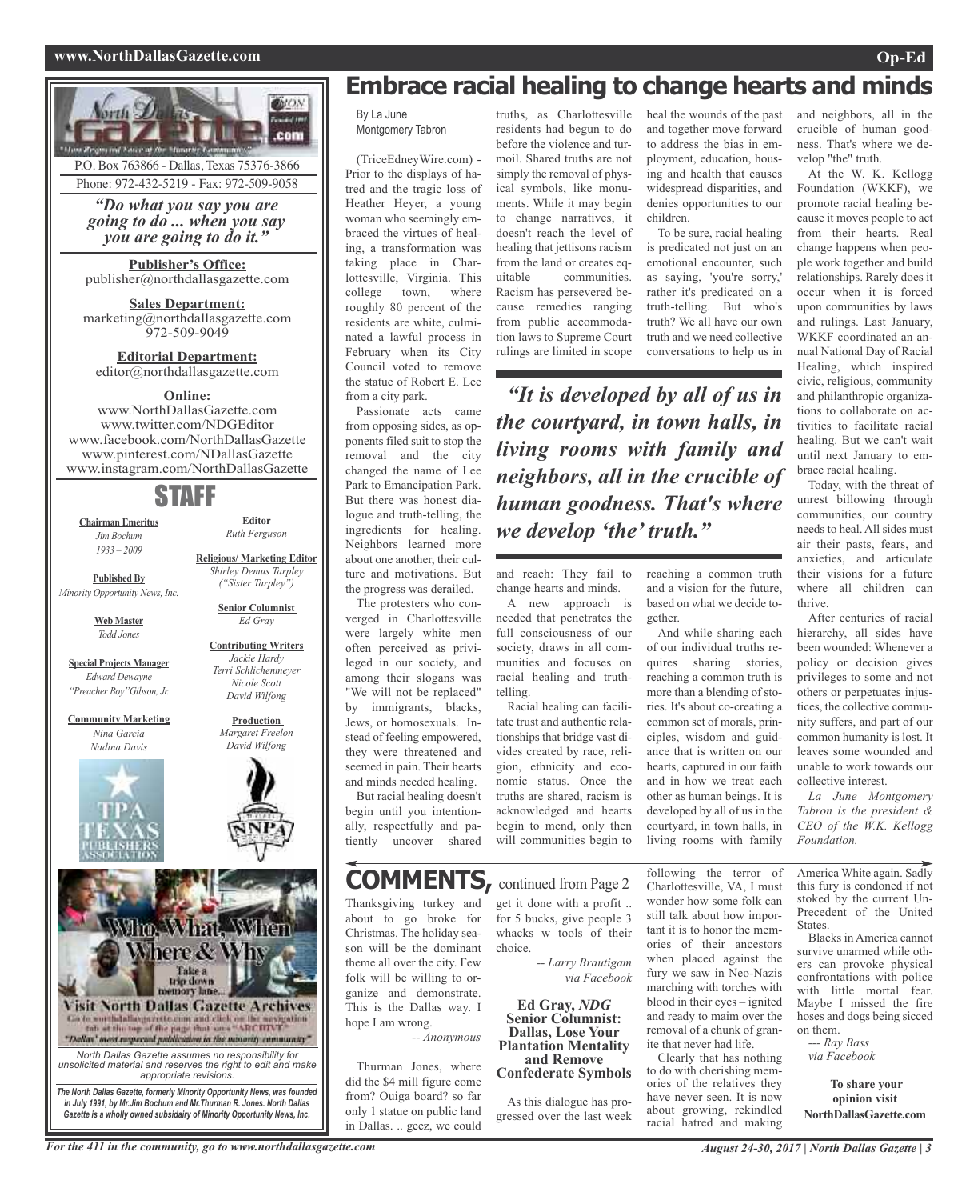# Embrace racial healing to change hearts and minds

By La June Montgomery Tabron

(TriceEdneyWire.com) - Prior to the displays of hatred and the tragic loss of Heather Heyer, a young woman who seemingly embraced the virtues of healing, a transformation was taking place in Charlottesville, Virginia. This college town, where roughly 80 percent of the residents are white, culminated a lawful process in February when its City Council voted to remove the statue of Robert E. Lee from a city park.

Passionate acts came from opposing sides, as opponents filed suit to stop the removal and the city changed the name of Lee Park to Emancipation Park. But there was honest dialogue and truth-telling, the ingredients for healing. Neighbors learned more about one another, their culture and motivations. But the progress was derailed.

The protesters who converged in Charlottesville were largely white men often perceived as privileged in our society, and among their slogans was "We will not be replaced" by immigrants, blacks, Jews, or homosexuals. Instead of feeling empowered, they were threatened and seemed in pain. Their hearts and minds needed healing.

But racial healing doesn't begin until you intentionally, respectfully and patiently uncover shared truths, as Charlottesville residents had begun to do before the violence and turmoil. Shared truths are not simply the removal of physical symbols, like monuments. While it may begin to change narratives, it doesn't reach the level of healing that jettisons racism from the land or creates equitable communities. Racism has persevered because remedies ranging from public accommodation laws to Supreme Court rulings are limited in scope and reach: They fail to change hearts and minds.

A new approach is needed that penetrates the full consciousness of our society, draws in all communities and focuses on racial healing and truth-telling.

Racial healing can facilitate trust and authentic relationships that bridge vast divides created by race, religion, ethnicity and economic status. Once the truths are shared, racism is acknowledged and hearts begin to mend, only then will communities begin to heal the wounds of the past and together move forward to address the bias in employment, education, housing and health that causes widespread disparities, and denies opportunities to our children.

To be sure, racial healing is predicated not just on an emotional encounter, such as saying, 'you're sorry,' rather it's predicated on a truth-telling. But who's truth? We all have our own truth and we need collective conversations to help us in reaching a common truth and a vision for the future, based on what we decide together.

> *"It is developed by all of us in the courtyard, in town halls, in living rooms with family and neighbors, all in the crucible of human goodness. That's where we develop 'the' truth."*

And while sharing each of our individual truths requires sharing stories, reaching a common truth is more than a blending of stories. It's about co-creating a common set of morals, principles, wisdom and guidance that is written on our hearts, captured in our faith and in how we treat each other as human beings. It is developed by all of us in the courtyard, in town halls, in living rooms with family and neighbors, all in the crucible of human goodness. That's where we develop "the" truth.

At the W. K. Kellogg Foundation (WKKF), we promote racial healing because it moves people to act from their hearts. Real change happens when people work together and build relationships. Rarely does it occur when it is forced upon communities by laws and rulings. Last January, WKKF coordinated an annual National Day of Racial Healing, which inspired civic, religious, community and philanthropic organizations to collaborate on activities to facilitate racial healing. But we can't wait until next January to embrace racial healing.

Today, with the threat of unrest billowing through communities, our country needs to heal. All sides must air their pasts, fears, and anxieties, and articulate their visions for a future where all children can thrive.

After centuries of racial hierarchy, all sides have been wounded: Whenever a policy or decision gives privileges to some and not others or perpetuates injustices, the collective community suffers, and part of our common humanity is lost. It leaves some wounded and unable to work towards our collective interest.

*La June Montgomery Tabron is the president & CEO of the W.K. Kellogg Foundation.*

---

P.O. Box 763866 - Dallas, Texas 75376-3866
Phone: 972-432-5219 - Fax: 972-509-9058

*"Do what you say you are going to do ... when you say you are going to do it."*

**Publisher's Office:**
publisher@northdallasgazette.com

**Sales Department:**
marketing@northdallasgazette.com
972-509-9049

**Editorial Department:**
editor@northdallasgazette.com

**Online:**
www.NorthDallasGazette.com
www.twitter.com/NDGEditor
www.facebook.com/NorthDallasGazette
www.pinterest.com/NDallasGazette
www.instagram.com/NorthDallasGazette

## STAFF

**Chairman Emeritus**
*Jim Bochum*
*1933 – 2009*

**Published By**
*Minority Opportunity News, Inc.*

**Web Master**
*Todd Jones*

**Special Projects Manager**
*Edward Dewayne "Preacher Boy" Gibson, Jr.*

**Community Marketing**
*Nina Garcia*
*Nadina Davis*

**Editor**
*Ruth Ferguson*

**Religious/ Marketing Editor**
*Shirley Demus Tarpley ("Sister Tarpley")*

**Senior Columnist**
*Ed Gray*

**Contributing Writers**
*Jackie Hardy*
*Terri Schlichenmeyer*
*Nicole Scott*
*David Wilfong*

**Production**
*Margaret Freelon*
*David Wilfong*

Who, What, When Where & Why
Take a trip down memory lane...
Visit North Dallas Gazette Archives
Go to northdallasgazette.com and click on the navigation tab at the top of the page that says "ARCHIVE"
"Dallas' most respected publication in the minority community"

*North Dallas Gazette assumes no responsibility for unsolicited material and reserves the right to edit and make appropriate revisions.*

***The North Dallas Gazette, formerly Minority Opportunity News, was founded in July 1991, by Mr.Jim Bochum and Mr.Thurman R. Jones. North Dallas Gazette is a wholly owned subsidairy of Minority Opportunity News, Inc.***

---

## COMMENTS, continued from Page 2

Thanksgiving turkey and about to go broke for Christmas. The holiday season will be the dominant theme all over the city. Few folk will be willing to organize and demonstrate. This is the Dallas way. I hope I am wrong.

*-- Anonymous*

Thurman Jones, where did the $4 mill figure come from? Ouiga board? so far only 1 statue on public land in Dallas. .. geez, we could get it done with a profit .. for 5 bucks, give people 3 whacks w tools of their choice.

*-- Larry Brautigam via Facebook*

**Ed Gray, *NDG* Senior Columnist: Dallas, Lose Your Plantation Mentality and Remove Confederate Symbols**

As this dialogue has progressed over the last week following the terror of Charlottesville, VA, I must wonder how some folk can still talk about how important it is to honor the memories of their ancestors when placed against the fury we saw in Neo-Nazis marching with torches with blood in their eyes – ignited and ready to maim over the removal of a chunk of granite that never had life.

Clearly that has nothing to do with cherishing memories of the relatives they have never seen. It is now about growing, rekindled racial hatred and making America White again. Sadly this fury is condoned if not stoked by the current Un-Precedent of the United States.

Blacks in America cannot survive unarmed while others can provoke physical confrontations with police with little mortal fear. Maybe I missed the fire hoses and dogs being sicced on them.

*--- Ray Bass via Facebook*

**To share your opinion visit NorthDallasGazette.com**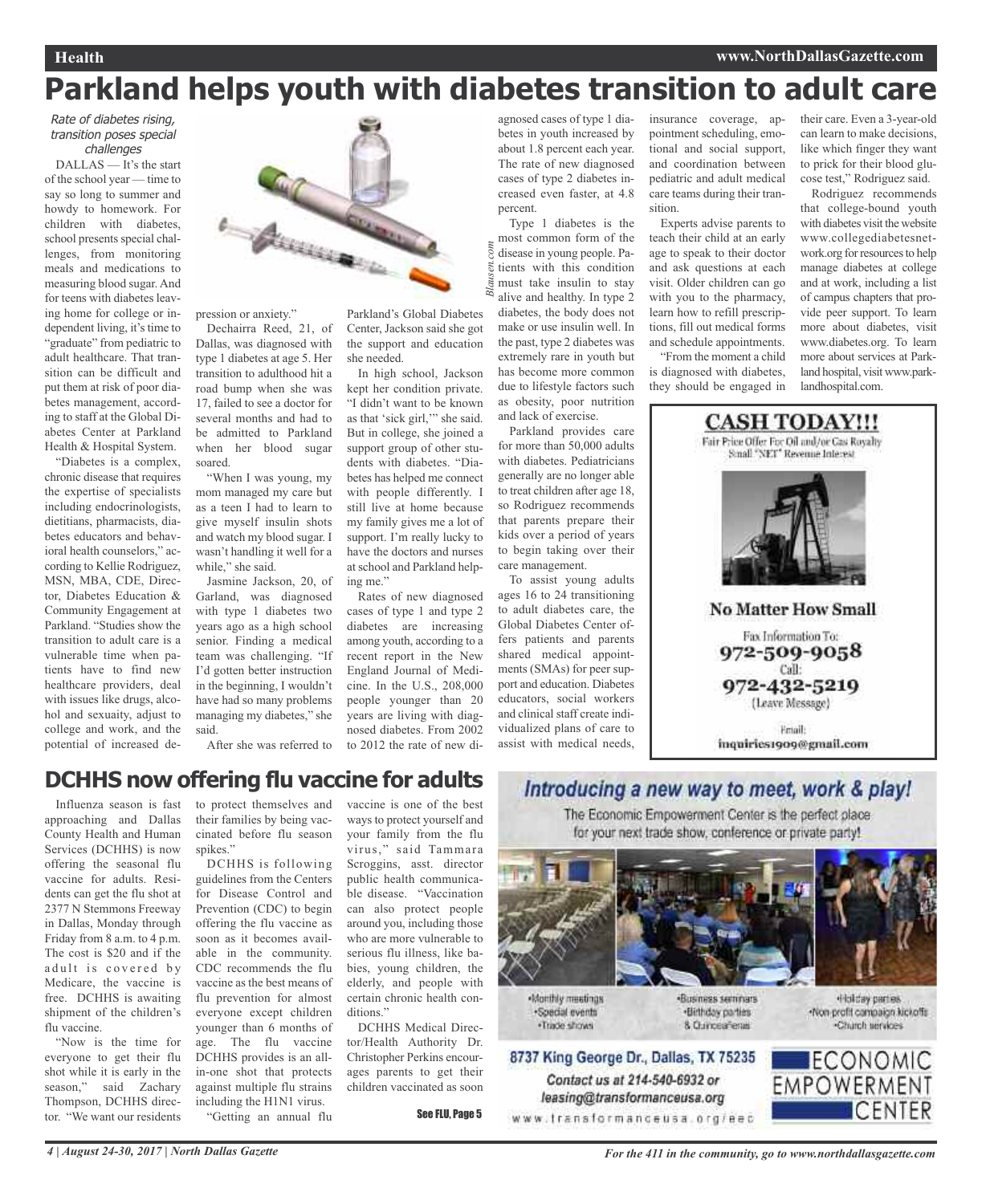# Parkland helps youth with diabetes transition to adult care

*Rate of diabetes rising, transition poses special challenges*

DALLAS — It's the start of the school year — time to say so long to summer and howdy to homework. For children with diabetes, school presents special challenges, from monitoring meals and medications to measuring blood sugar. And for teens with diabetes leaving home for college or independent living, it's time to "graduate" from pediatric to adult healthcare. That transition can be difficult and put them at risk of poor diabetes management, according to staff at the Global Diabetes Center at Parkland Health & Hospital System.

"Diabetes is a complex, chronic disease that requires the expertise of specialists including endocrinologists, dietitians, pharmacists, diabetes educators and behavioral health counselors," according to Kellie Rodriguez, MSN, MBA, CDE, Director, Diabetes Education & Community Engagement at Parkland. "Studies show the transition to adult care is a vulnerable time when patients have to find new healthcare providers, deal with issues like drugs, alcohol and sexuality, adjust to college and work, and the potential of increased depression or anxiety."

Dechairra Reed, 21, of Dallas, was diagnosed with type 1 diabetes at age 5. Her transition to adulthood hit a road bump when she was 17, failed to see a doctor for several months and had to be admitted to Parkland when her blood sugar soared.

"When I was young, my mom managed my care but as a teen I had to learn to give myself insulin shots and watch my blood sugar. I wasn't handling it well for a while," she said.

Jasmine Jackson, 20, of Garland, was diagnosed with type 1 diabetes two years ago as a high school senior. Finding a medical team was challenging. "If I'd gotten better instruction in the beginning, I wouldn't have had so many problems managing my diabetes," she said.

After she was referred to Parkland's Global Diabetes Center, Jackson said she got the support and education she needed.

In high school, Jackson kept her condition private. "I didn't want to be known as that 'sick girl,'" she said. But in college, she joined a support group of other students with diabetes. "Diabetes has helped me connect with people differently. I still live at home because my family gives me a lot of support. I'm really lucky to have the doctors and nurses at school and Parkland helping me."

Rates of new diagnosed cases of type 1 and type 2 diabetes are increasing among youth, according to a recent report in the New England Journal of Medicine. In the U.S., 208,000 people younger than 20 years are living with diagnosed diabetes. From 2002 to 2012 the rate of new diagnosed cases of type 1 diabetes in youth increased by about 1.8 percent each year. The rate of new diagnosed cases of type 2 diabetes increased even faster, at 4.8 percent.

Type 1 diabetes is the most common form of the disease in young people. Patients with this condition must take insulin to stay alive and healthy. In type 2 diabetes, the body does not make or use insulin well. In the past, type 2 diabetes was extremely rare in youth but has become more common due to lifestyle factors such as obesity, poor nutrition and lack of exercise.

Parkland provides care for more than 50,000 adults with diabetes. Pediatricians generally are no longer able to treat children after age 18, so Rodriguez recommends that parents prepare their kids over a period of years to begin taking over their care management.

To assist young adults ages 16 to 24 transitioning to adult diabetes care, the Global Diabetes Center offers patients and parents shared medical appointments (SMAs) for peer support and education. Diabetes educators, social workers and clinical staff create individualized plans of care to assist with medical needs, insurance coverage, appointment scheduling, emotional and social support, and coordination between pediatric and adult medical care teams during their transition.

Experts advise parents to teach their child at an early age to speak to their doctor and ask questions at each visit. Older children can go with you to the pharmacy, learn how to refill prescriptions, fill out medical forms and schedule appointments.

"From the moment a child is diagnosed with diabetes, they should be engaged in their care. Even a 3-year-old can learn to make decisions, like which finger they want to prick for their blood glucose test," Rodriguez said.

Rodriguez recommends that college-bound youth with diabetes visit the website www.collegediabetesnetwork.org for resources to help manage diabetes at college and at work, including a list of campus chapters that provide peer support. To learn more about diabetes, visit www.diabetes.org. To learn more about services at Parkland hospital, visit www.parklandhospital.com.

*Blausen.com*

**CASH TODAY!!!**

Fair Price Offer For Oil and/or Gas Royalty
Small "NET" Revenue Interest

**No Matter How Small**

Fax Information To:
**972-509-9058**
Call:
**972-432-5219**
(Leave Message)

Email:
inquiries1909@gmail.com

# DCHHS now offering flu vaccine for adults

Influenza season is fast approaching and Dallas County Health and Human Services (DCHHS) is now offering the seasonal flu vaccine for adults. Residents can get the flu shot at 2377 N Stemmons Freeway in Dallas, Monday through Friday from 8 a.m. to 4 p.m. The cost is $20 and if the adult is covered by Medicare, the vaccine is free. DCHHS is awaiting shipment of the children's flu vaccine.

"Now is the time for everyone to get their flu shot while it is early in the season," said Zachary Thompson, DCHHS director. "We want our residents to protect themselves and their families by being vaccinated before flu season spikes."

DCHHS is following guidelines from the Centers for Disease Control and Prevention (CDC) to begin offering the flu vaccine as soon as it becomes available in the community. CDC recommends the flu vaccine as the best means of flu prevention for almost everyone except children younger than 6 months of age. The flu vaccine DCHHS provides is an all-in-one shot that protects against multiple flu strains including the H1N1 virus.

"Getting an annual flu vaccine is one of the best ways to protect yourself and your family from the flu virus," said Tammara Scroggins, asst. director public health communicable disease. "Vaccination can also protect people around you, including those who are more vulnerable to serious flu illness, like babies, young children, the elderly, and people with certain chronic health conditions."

DCHHS Medical Director/Health Authority Dr. Christopher Perkins encourages parents to get their children vaccinated as soon

**See FLU, Page 5**

***Introducing a new way to meet, work & play!***

The Economic Empowerment Center is the perfect place for your next trade show, conference or private party!

- Monthly meetings
- Special events
- Trade shows
- Business seminars
- Birthday parties
- & Quinceañeras
- Holiday parties
- Non-profit campaign kickoffs
- Church services

**8737 King George Dr., Dallas, TX 75235**

*Contact us at 214-540-6932 or leasing@transformanceusa.org*

www.transformanceusa.org/eec

ECONOMIC EMPOWERMENT CENTER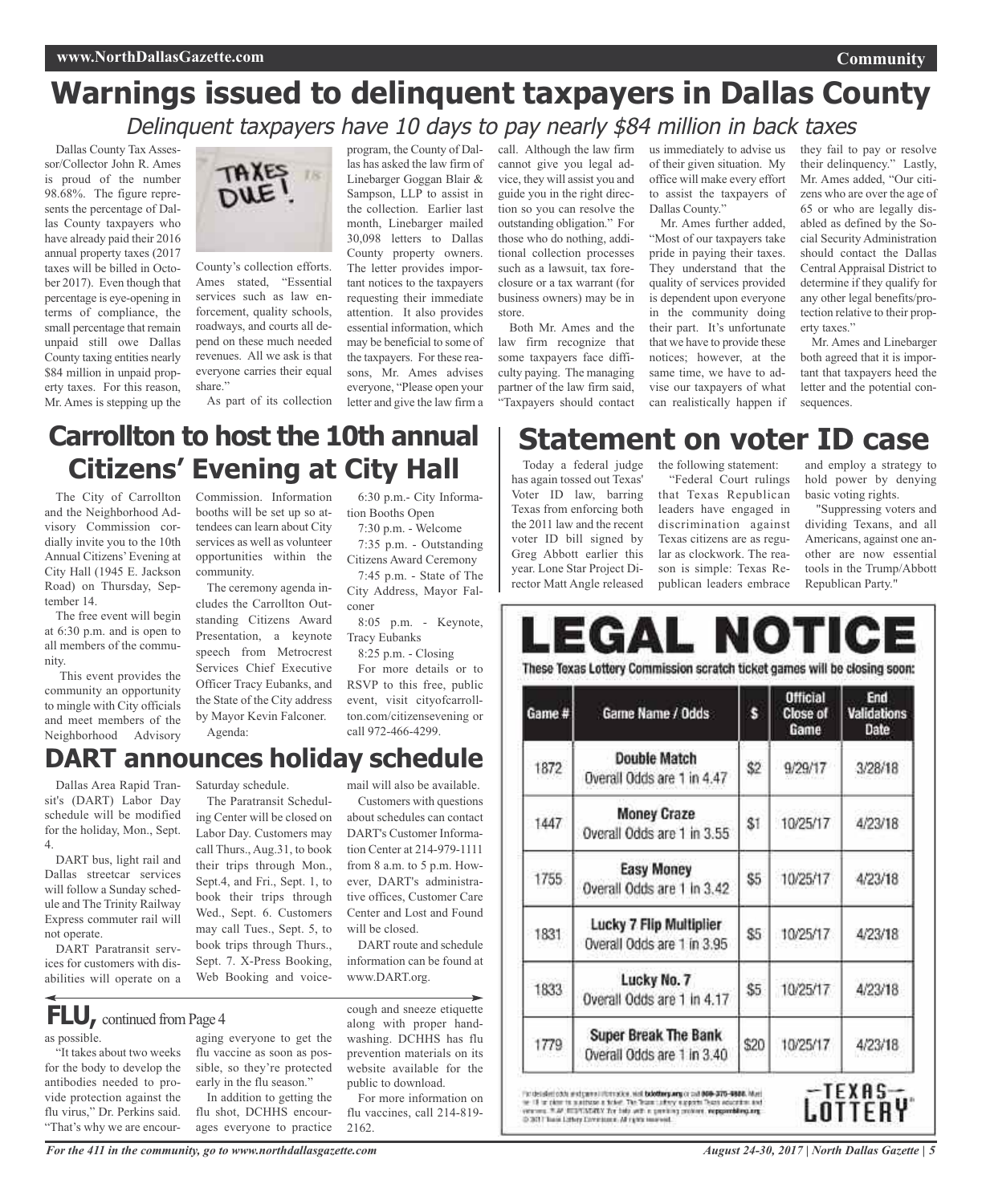# Warnings issued to delinquent taxpayers in Dallas County

*Delinquent taxpayers have 10 days to pay nearly $84 million in back taxes*

Dallas County Tax Assessor/Collector John R. Ames is proud of the number 98.68%. The figure represents the percentage of Dallas County taxpayers who have already paid their 2016 annual property taxes (2017 taxes will be billed in October 2017). Even though that percentage is eye-opening in terms of compliance, the small percentage that remain unpaid still owe Dallas County taxing entities nearly $84 million in unpaid property taxes. For this reason, Mr. Ames is stepping up the County's collection efforts. Ames stated, "Essential services such as law enforcement, quality schools, roadways, and courts all depend on these much needed revenues. All we ask is that everyone carries their equal share."

As part of its collection program, the County of Dallas has asked the law firm of Linebarger Goggan Blair & Sampson, LLP to assist in the collection. Earlier last month, Linebarger mailed 30,098 letters to Dallas County property owners. The letter provides important notices to the taxpayers requesting their immediate attention. It also provides essential information, which may be beneficial to some of the taxpayers. For these reasons, Mr. Ames advises everyone, "Please open your letter and give the law firm a call. Although the law firm cannot give you legal advice, they will assist you and guide you in the right direction so you can resolve the outstanding obligation." For those who do nothing, additional collection processes such as a lawsuit, tax foreclosure or a tax warrant (for business owners) may be in store.

Both Mr. Ames and the law firm recognize that some taxpayers face difficulty paying. The managing partner of the law firm said, "Taxpayers should contact us immediately to advise us of their given situation. My office will make every effort to assist the taxpayers of Dallas County."

Mr. Ames further added, "Most of our taxpayers take pride in paying their taxes. They understand that the quality of services provided is dependent upon everyone in the community doing their part. It's unfortunate that we have to provide these notices; however, at the same time, we have to advise our taxpayers of what can realistically happen if they fail to pay or resolve their delinquency." Lastly, Mr. Ames added, "Our citizens who are over the age of 65 or who are legally disabled as defined by the Social Security Administration should contact the Dallas Central Appraisal District to determine if they qualify for any other legal benefits/protection relative to their property taxes."

Mr. Ames and Linebarger both agreed that it is important that taxpayers heed the letter and the potential consequences.

# Carrollton to host the 10th annual Citizens' Evening at City Hall

The City of Carrollton and the Neighborhood Advisory Commission cordially invite you to the 10th Annual Citizens' Evening at City Hall (1945 E. Jackson Road) on Thursday, September 14.

The free event will begin at 6:30 p.m. and is open to all members of the community.

This event provides the community an opportunity to mingle with City officials and meet members of the Neighborhood Advisory Commission. Information booths will be set up so attendees can learn about City services as well as volunteer opportunities within the community.

The ceremony agenda includes the Carrollton Outstanding Citizens Award Presentation, a keynote speech from Metrocrest Services Chief Executive Officer Tracy Eubanks, and the State of the City address by Mayor Kevin Falconer.

Agenda:

6:30 p.m.- City Information Booths Open

7:30 p.m. - Welcome

7:35 p.m. - Outstanding Citizens Award Ceremony

7:45 p.m. - State of The City Address, Mayor Falconer

8:05 p.m. - Keynote, Tracy Eubanks

8:25 p.m. - Closing

For more details or to RSVP to this free, public event, visit cityofcarrollton.com/citizensevening or call 972-466-4299.

# Statement on voter ID case

Today a federal judge has again tossed out Texas' Voter ID law, barring Texas from enforcing both the 2011 law and the recent voter ID bill signed by Greg Abbott earlier this year. Lone Star Project Director Matt Angle released the following statement:

"Federal Court rulings that Texas Republican leaders have engaged in discrimination against Texas citizens are as regular as clockwork. The reason is simple: Texas Republican leaders embrace and employ a strategy to hold power by denying basic voting rights.

"Suppressing voters and dividing Texans, and all Americans, against one another are now essential tools in the Trump/Abbott Republican Party."

# DART announces holiday schedule

Dallas Area Rapid Transit's (DART) Labor Day schedule will be modified for the holiday, Mon., Sept. 4.

DART bus, light rail and Dallas streetcar services will follow a Sunday schedule and The Trinity Railway Express commuter rail will not operate.

DART Paratransit services for customers with disabilities will operate on a Saturday schedule.

The Paratransit Scheduling Center will be closed on Labor Day. Customers may call Thurs., Aug.31, to book their trips through Mon., Sept.4, and Fri., Sept. 1, to book their trips through Wed., Sept. 6. Customers may call Tues., Sept. 5, to book trips through Thurs., Sept. 7. X-Press Booking, Web Booking and voicemail will also be available.

Customers with questions about schedules can contact DART's Customer Information Center at 214-979-1111 from 8 a.m. to 5 p.m. However, DART's administrative offices, Customer Care Center and Lost and Found will be closed.

DART route and schedule information can be found at www.DART.org.

# LEGAL NOTICE

**These Texas Lottery Commission scratch ticket games will be closing soon:**

| Game # | Game Name / Odds | $ | Official Close of Game | End Validations Date |
|---|---|---|---|---|
| 1872 | **Double Match** Overall Odds are 1 in 4.47 | $2 | 9/29/17 | 3/28/18 |
| 1447 | **Money Craze** Overall Odds are 1 in 3.55 | $1 | 10/25/17 | 4/23/18 |
| 1755 | **Easy Money** Overall Odds are 1 in 3.42 | $5 | 10/25/17 | 4/23/18 |
| 1831 | **Lucky 7 Flip Multiplier** Overall Odds are 1 in 3.95 | $5 | 10/25/17 | 4/23/18 |
| 1833 | **Lucky No. 7** Overall Odds are 1 in 4.17 | $5 | 10/25/17 | 4/23/18 |
| 1779 | **Super Break The Bank** Overall Odds are 1 in 3.40 | $20 | 10/25/17 | 4/23/18 |

For detailed odds and game information, visit txlottery.org or call 800-375-6886. Must be 18 or older to purchase a ticket. The Texas Lottery supports Texas education and veterans. PLAY RESPONSIBLY. For help with a gambling problem, ncpgambling.org. © 2017 Texas Lottery Commission. All rights reserved.

TEXAS LOTTERY

## FLU, continued from Page 4

as possible.

"It takes about two weeks for the body to develop the antibodies needed to provide protection against the flu virus," Dr. Perkins said. "That's why we are encouraging everyone to get the flu vaccine as soon as possible, so they're protected early in the flu season."

In addition to getting the flu shot, DCHHS encourages everyone to practice cough and sneeze etiquette along with proper handwashing. DCHHS has flu prevention materials on its website available for the public to download.

For more information on flu vaccines, call 214-819-2162.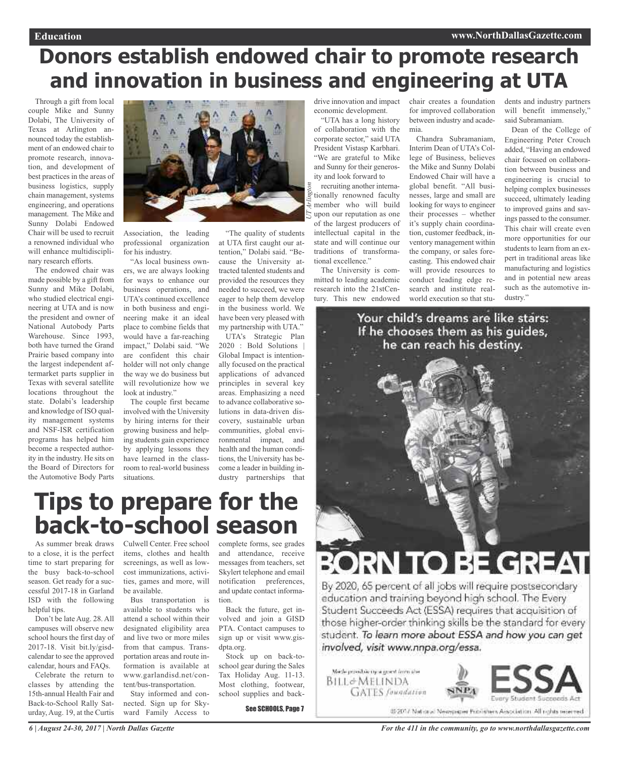# Donors establish endowed chair to promote research and innovation in business and engineering at UTA

Through a gift from local couple Mike and Sunny Dolabi, The University of Texas at Arlington announced today the establishment of an endowed chair to promote research, innovation, and development of best practices in the areas of business logistics, supply chain management, systems engineering, and operations management. The Mike and Sunny Dolabi Endowed Chair will be used to recruit a renowned individual who will enhance multidisciplinary research efforts.

The endowed chair was made possible by a gift from Sunny and Mike Dolabi, who studied electrical engineering at UTA and is now the president and owner of National Autobody Parts Warehouse. Since 1993, both have turned the Grand Prairie based company into the largest independent aftermarket parts supplier in Texas with several satellite locations throughout the state. Dolabi's leadership and knowledge of ISO quality management systems and NSF-ISR certification programs has helped him become a respected authority in the industry. He sits on the Board of Directors for the Automotive Body Parts Association, the leading professional organization for his industry.

"As local business owners, we are always looking for ways to enhance our business operations, and UTA's continued excellence in both business and engineering make it an ideal place to combine fields that would have a far-reaching impact," Dolabi said. "We are confident this chair holder will not only change the way we do business but will revolutionize how we look at industry."

The couple first became involved with the University by hiring interns for their growing business and helping students gain experience by applying lessons they have learned in the classroom to real-world business situations.

"The quality of students at UTA first caught our attention," Dolabi said. "Because the University attracted talented students and provided the resources they needed to succeed, we were eager to help them develop in the business world. We have been very pleased with my partnership with UTA."

UTA's Strategic Plan 2020 : Bold Solutions | Global Impact is intentionally focused on the practical applications of advanced principles in several key areas. Emphasizing a need to advance collaborative solutions in data-driven discovery, sustainable urban communities, global environmental impact, and health and the human conditions, the University has become a leader in building industry partnerships that drive innovation and impact economic development.

"UTA has a long history of collaboration with the corporate sector," said UTA President Vistasp Karbhari. "We are grateful to Mike and Sunny for their generosity and look forward to recruiting another internationally renowned faculty member who will build upon our reputation as one of the largest producers of intellectual capital in the state and will continue our traditions of transformational excellence."

The University is committed to leading academic research into the 21stCentury. This new endowed chair creates a foundation for improved collaboration between industry and academia.

Chandra Subramaniam, Interim Dean of UTA's College of Business, believes the Mike and Sunny Dolabi Endowed Chair will have a global benefit. "All businesses, large and small are looking for ways to engineer their processes – whether it's supply chain coordination, customer feedback, inventory management within the company, or sales forecasting. This endowed chair will provide resources to conduct leading edge research and institute real-world execution so that students and industry partners will benefit immensely," said Subramaniam.

Dean of the College of Engineering Peter Crouch added, "Having an endowed chair focused on collaboration between business and engineering is crucial to helping complex businesses succeed, ultimately leading to improved gains and savings passed to the consumer. This chair will create even more opportunities for our students to learn from an expert in traditional areas like manufacturing and logistics and in potential new areas such as the automotive industry."

# Tips to prepare for the back-to-school season

As summer break draws to a close, it is the perfect time to start preparing for the busy back-to-school season. Get ready for a successful 2017-18 in Garland ISD with the following helpful tips.

Don't be late Aug. 28. All campuses will observe new school hours the first day of 2017-18. Visit bit.ly/gisdcalendar to see the approved calendar, hours and FAQs.

Celebrate the return to classes by attending the 15th-annual Health Fair and Back-to-School Rally Saturday, Aug. 19, at the Curtis Culwell Center. Free school items, clothes and health screenings, as well as low-cost immunizations, activities, games and more, will be available.

Bus transportation is available to students who attend a school within their designated eligibility area and live two or more miles from that campus. Transportation areas and route information is available at www.garlandisd.net/content/bus-transportation.

Stay informed and connected. Sign up for Skyward Family Access to complete forms, see grades and attendance, receive messages from teachers, set Skylert telephone and email notification preferences, and update contact information.

Back the future, get involved and join a GISD PTA. Contact campuses to sign up or visit www.gisdpta.org.

Stock up on back-to-school gear during the Sales Tax Holiday Aug. 11-13. Most clothing, footwear, school supplies and back-

See SCHOOLS, Page 7

Your child's dreams are like stars: If he chooses them as his guides, he can reach his destiny.

BORN TO BE GREAT

By 2020, 65 percent of all jobs will require postsecondary education and training beyond high school. The Every Student Succeeds Act (ESSA) requires that acquisition of those higher-order thinking skills be the standard for every student. *To learn more about ESSA and how you can get involved, visit www.nnpa.org/essa.*

Made possible by a grant from the Bill & Melinda Gates foundation — NNPA — ESSA Every Student Succeeds Act

© 2017 National Newspaper Publishers Association. All rights reserved.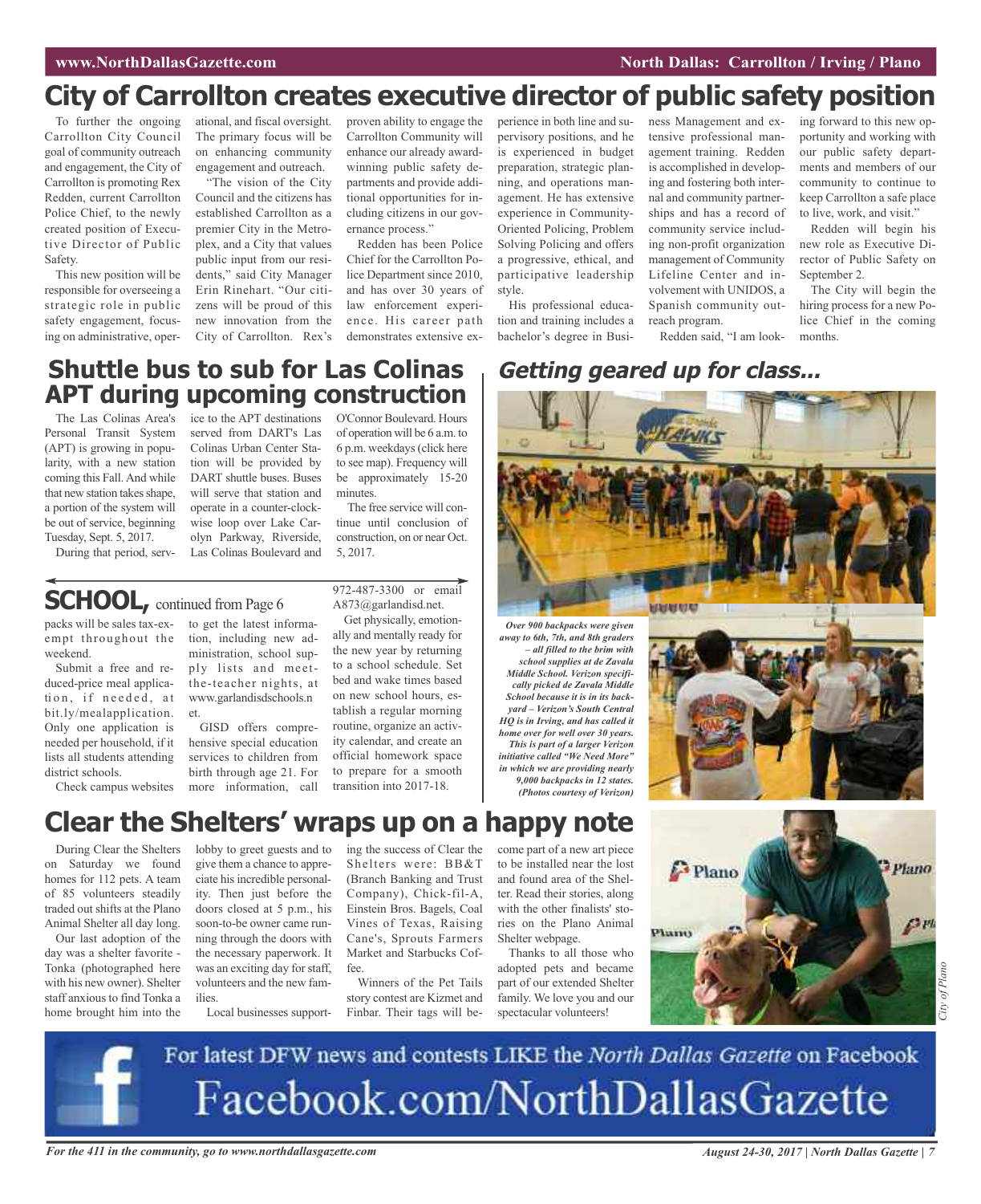# City of Carrollton creates executive director of public safety position

To further the ongoing Carrollton City Council goal of community outreach and engagement, the City of Carrollton is promoting Rex Redden, current Carrollton Police Chief, to the newly created position of Executive Director of Public Safety.

This new position will be responsible for overseeing a strategic role in public safety engagement, focusing on administrative, operational, and fiscal oversight. The primary focus will be on enhancing community engagement and outreach.

"The vision of the City Council and the citizens has established Carrollton as a premier City in the Metroplex, and a City that values public input from our residents," said City Manager Erin Rinehart. "Our citizens will be proud of this new innovation from the City of Carrollton. Rex's proven ability to engage the Carrollton Community will enhance our already award-winning public safety departments and provide additional opportunities for including citizens in our governance process."

Redden has been Police Chief for the Carrollton Police Department since 2010, and has over 30 years of law enforcement experience. His career path demonstrates extensive experience in both line and supervisory positions, and he is experienced in budget preparation, strategic planning, and operations management. He has extensive experience in Community-Oriented Policing, Problem Solving Policing and offers a progressive, ethical, and participative leadership style.

His professional education and training includes a bachelor's degree in Business Management and extensive professional management training. Redden is accomplished in developing and fostering both internal and community partnerships and has a record of community service including non-profit organization management of Community Lifeline Center and involvement with UNIDOS, a Spanish community outreach program.

Redden said, "I am looking forward to this new opportunity and working with our public safety departments and members of our community to continue to keep Carrollton a safe place to live, work, and visit."

Redden will begin his new role as Executive Director of Public Safety on September 2.

The City will begin the hiring process for a new Police Chief in the coming months.

## Shuttle bus to sub for Las Colinas APT during upcoming construction

The Las Colinas Area's Personal Transit System (APT) is growing in popularity, with a new station coming this Fall. And while that new station takes shape, a portion of the system will be out of service, beginning Tuesday, Sept. 5, 2017.

During that period, service to the APT destinations served from DART's Las Colinas Urban Center Station will be provided by DART shuttle buses. Buses will serve that station and operate in a counter-clockwise loop over Lake Carolyn Parkway, Riverside, Las Colinas Boulevard and O'Connor Boulevard. Hours of operation will be 6 a.m. to 6 p.m. weekdays (click here to see map). Frequency will be approximately 15-20 minutes.

The free service will continue until conclusion of construction, on or near Oct. 5, 2017.

## SCHOOL, continued from Page 6

packs will be sales tax-exempt throughout the weekend.

Submit a free and reduced-price meal application, if needed, at bit.ly/mealapplication. Only one application is needed per household, if it lists all students attending district schools.

Check campus websites to get the latest information, including new administration, school supply lists and meet-the-teacher nights, at www.garlandisdschools.net.

GISD offers comprehensive special education services to children from birth through age 21. For more information, call 972-487-3300 or email A873@garlandisd.net.

Get physically, emotionally and mentally ready for the new year by returning to a school schedule. Set bed and wake times based on new school hours, establish a regular morning routine, organize an activity calendar, and create an official homework space to prepare for a smooth transition into 2017-18.

## Getting geared up for class...

*Over 900 backpacks were given away to 6th, 7th, and 8th graders – all filled to the brim with school supplies at de Zavala Middle School. Verizon specifically picked de Zavala Middle School because it is in its backyard – Verizon's South Central HQ is in Irving, and has called it home over for well over 30 years. This is part of a larger Verizon initiative called "We Need More" in which we are providing nearly 9,000 backpacks in 12 states. (Photos courtesy of Verizon)*

# Clear the Shelters' wraps up on a happy note

During Clear the Shelters on Saturday we found homes for 112 pets. A team of 85 volunteers steadily traded out shifts at the Plano Animal Shelter all day long.

Our last adoption of the day was a shelter favorite - Tonka (photographed here with his new owner). Shelter staff anxious to find Tonka a home brought him into the lobby to greet guests and to give them a chance to appreciate his incredible personality. Then just before the doors closed at 5 p.m., his soon-to-be owner came running through the doors with the necessary paperwork. It was an exciting day for staff, volunteers and the new families.

Local businesses supporting the success of Clear the Shelters were: BB&T (Branch Banking and Trust Company), Chick-fil-A, Einstein Bros. Bagels, Coal Vines of Texas, Raising Cane's, Sprouts Farmers Market and Starbucks Coffee.

Winners of the Pet Tails story contest are Kizmet and Finbar. Their tags will become part of a new art piece to be installed near the lost and found area of the Shelter. Read their stories, along with the other finalists' stories on the Plano Animal Shelter webpage.

Thanks to all those who adopted pets and became part of our extended Shelter family. We love you and our spectacular volunteers!

*City of Plano*

For latest DFW news and contests LIKE the *North Dallas Gazette* on Facebook

Facebook.com/NorthDallasGazette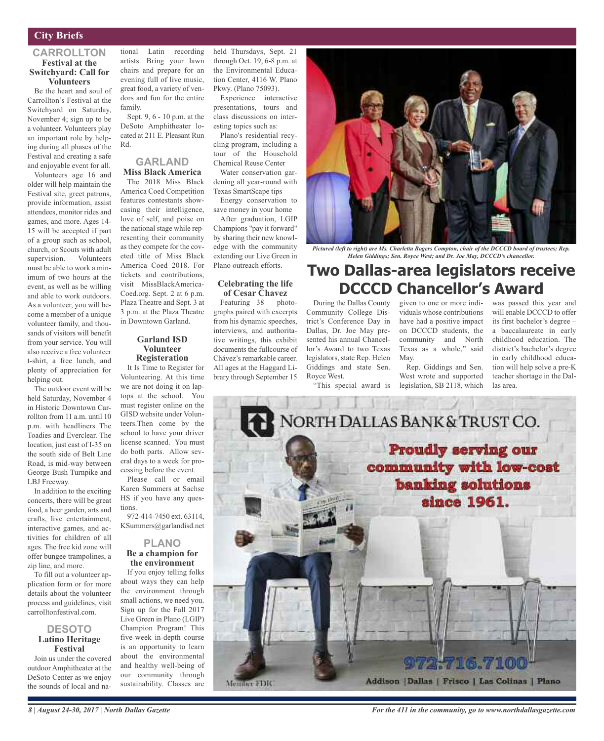## City Briefs

### CARROLLTON

#### Festival at the Switchyard: Call for Volunteers

Be the heart and soul of Carrollton's Festival at the Switchyard on Saturday, November 4; sign up to be a volunteer. Volunteers play an important role by helping during all phases of the Festival and creating a safe and enjoyable event for all.

Volunteers age 16 and older will help maintain the Festival site, greet patrons, provide information, assist attendees, monitor rides and games, and more. Ages 14-15 will be accepted if part of a group such as school, church, or Scouts with adult supervision. Volunteers must be able to work a minimum of two hours at the event, as well as be willing and able to work outdoors. As a volunteer, you will become a member of a unique volunteer family, and thousands of visitors will benefit from your service. You will also receive a free volunteer t-shirt, a free lunch, and plenty of appreciation for helping out.

The outdoor event will be held Saturday, November 4 in Historic Downtown Carrollton from 11 a.m. until 10 p.m. with headliners The Toadies and Everclear. The location, just east of I-35 on the south side of Belt Line Road, is mid-way between George Bush Turnpike and LBJ Freeway.

In addition to the exciting concerts, there will be great food, a beer garden, arts and crafts, live entertainment, interactive games, and activities for children of all ages. The free kid zone will offer bungee trampolines, a zip line, and more.

To fill out a volunteer application form or for more details about the volunteer process and guidelines, visit carrolltonfestival.com.

### DESOTO

#### Latino Heritage Festival

Join us under the covered outdoor Amphitheater at the DeSoto Center as we enjoy the sounds of local and national Latin recording artists. Bring your lawn chairs and prepare for an evening full of live music, great food, a variety of vendors and fun for the entire family.

Sept. 9, 6 - 10 p.m. at the DeSoto Amphitheater located at 211 E. Pleasant Run Rd.

### GARLAND

#### Miss Black America

The 2018 Miss Black America Coed Competition features contestants showcasing their intelligence, love of self, and poise on the national stage while representing their community as they compete for the coveted title of Miss Black America Coed 2018. For tickets and contributions, visit MissBlackAmerica-Coed.org. Sept. 2 at 6 p.m. Plaza Theatre and Sept. 3 at 3 p.m. at the Plaza Theatre in Downtown Garland.

#### Garland ISD Volunteer Registeration

It Is Time to Register for Volunteering. At this time we are not doing it on laptops at the school. You must register online on the GISD website under Volunteers.Then come by the school to have your driver license scanned. You must do both parts. Allow several days to a week for processing before the event.

Please call or email Karen Summers at Sachse HS if you have any questions.

972-414-7450 ext. 63114, KSummers@garlandisd.net

### PLANO

#### Be a champion for the environment

If you enjoy telling folks about ways they can help the environment through small actions, we need you. Sign up for the Fall 2017 Live Green in Plano (LGIP) Champion Program! This five-week in-depth course is an opportunity to learn about the environmental and health well-being of our community through sustainability. Classes are held Thursdays, Sept. 21 through Oct. 19, 6-8 p.m. at the Environmental Education Center, 4116 W. Plano Pkwy. (Plano 75093).

Experience interactive presentations, tours and class discussions on interesting topics such as:

Plano's residential recycling program, including a tour of the Household Chemical Reuse Center

Water conservation gardening all year-round with Texas SmartScape tips

Energy conservation to save money in your home

After graduation, LGIP Champions "pay it forward" by sharing their new knowledge with the community extending our Live Green in Plano outreach efforts.

#### Celebrating the life of Cesar Chavez

Featuring 38 photographs paired with excerpts from his dynamic speeches, interviews, and authoritative writings, this exhibit documents the fullcourse of Chávez's remarkable career. All ages at the Haggard Library through September 15

*Pictured (left to right) are Ms. Charletta Rogers Compton, chair of the DCCCD board of trustees; Rep. Helen Giddings; Sen. Royce West; and Dr. Joe May, DCCCD's chancellor.*

## Two Dallas-area legislators receive DCCCD Chancellor's Award

During the Dallas County Community College District's Conference Day in Dallas, Dr. Joe May presented his annual Chancellor's Award to two Texas legislators, state Rep. Helen Giddings and state Sen. Royce West.

"This special award is given to one or more individuals whose contributions have had a positive impact on DCCCD students, the community and North Texas as a whole," said May.

Rep. Giddings and Sen. West wrote and supported legislation, SB 2118, which was passed this year and will enable DCCCD to offer its first bachelor's degree – a baccalaureate in early childhood education. The district's bachelor's degree in early childhood education will help solve a pre-K teacher shortage in the Dallas area.

NORTH DALLAS BANK & TRUST CO.

Proudly serving our community with low-cost banking solutions since 1961.

972.716.7100

Addison | Dallas | Frisco | Las Colinas | Plano

Member FDIC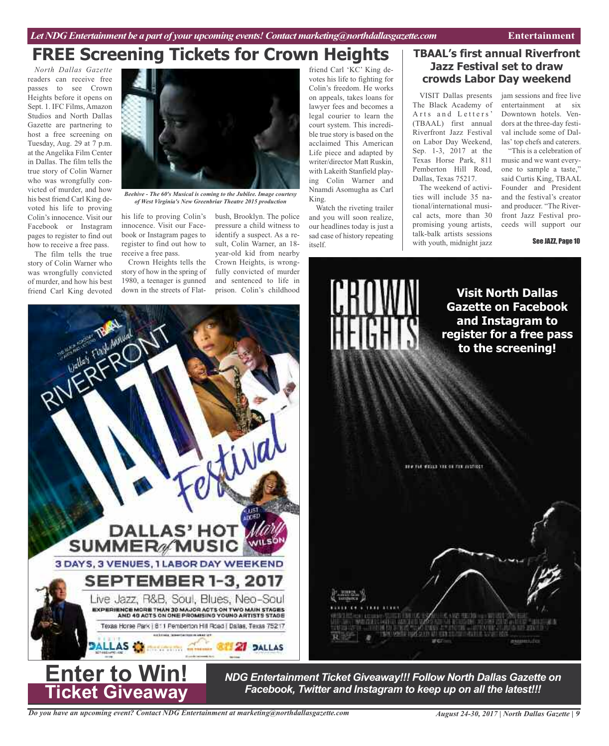# FREE Screening Tickets for Crown Heights

*North Dallas Gazette* readers can receive free passes to see Crown Heights before it opens on Sept. 1. IFC Films, Amazon Studios and North Dallas Gazette are partnering to host a free screening on Tuesday, Aug. 29 at 7 p.m. at the Angelika Film Center in Dallas. The film tells the true story of Colin Warner who was wrongfully convicted of murder, and how his best friend Carl King devoted his life to proving Colin's innocence. Visit our Facebook or Instagram pages to register to find out how to receive a free pass.

The film tells the true story of Colin Warner who was wrongfully convicted of murder, and how his best friend Carl King devoted his life to proving Colin's innocence. Visit our Facebook or Instagram pages to register to find out how to receive a free pass.

*Beehive - The 60's Musical is coming to the Jubilee. Image courtesy of West Virginia's New Greenbriar Theatre 2015 production*

Crown Heights tells the story of how in the spring of 1980, a teenager is gunned down in the streets of Flatbush, Brooklyn. The police pressure a child witness to identify a suspect. As a result, Colin Warner, an 18-year-old kid from nearby Crown Heights, is wrongfully convicted of murder and sentenced to life in prison. Colin's childhood friend Carl 'KC' King devotes his life to fighting for Colin's freedom. He works on appeals, takes loans for lawyer fees and becomes a legal courier to learn the court system. This incredible true story is based on the acclaimed This American Life piece and adapted by writer/director Matt Ruskin, with Lakeith Stanfield playing Colin Warner and Nnamdi Asomugha as Carl King.

Watch the riveting trailer and you will soon realize, our headlines today is just a sad case of history repeating itself.

## TBAAL's first annual Riverfront Jazz Festival set to draw crowds Labor Day weekend

VISIT Dallas presents The Black Academy of Arts and Letters' (TBAAL) first annual Riverfront Jazz Festival on Labor Day Weekend, Sep. 1-3, 2017 at the Texas Horse Park, 811 Pemberton Hill Road, Dallas, Texas 75217.

The weekend of activities will include 35 national/international musical acts, more than 30 promising young artists, talk-balk artists sessions with youth, midnight jazz jam sessions and free live entertainment at six Downtown hotels. Vendors at the three-day festival include some of Dallas' top chefs and caterers.

"This is a celebration of music and we want everyone to sample a taste," said Curtis King, TBAAL Founder and President and the festival's creator and producer. "The Riverfront Jazz Festival proceeds will support our

See JAZZ, Page 10

**Visit North Dallas Gazette on Facebook and Instagram to register for a free pass to the screening!**

# Enter to Win!
## Ticket Giveaway

***NDG Entertainment Ticket Giveaway!!! Follow North Dallas Gazette on Facebook, Twitter and Instagram to keep up on all the latest!!!***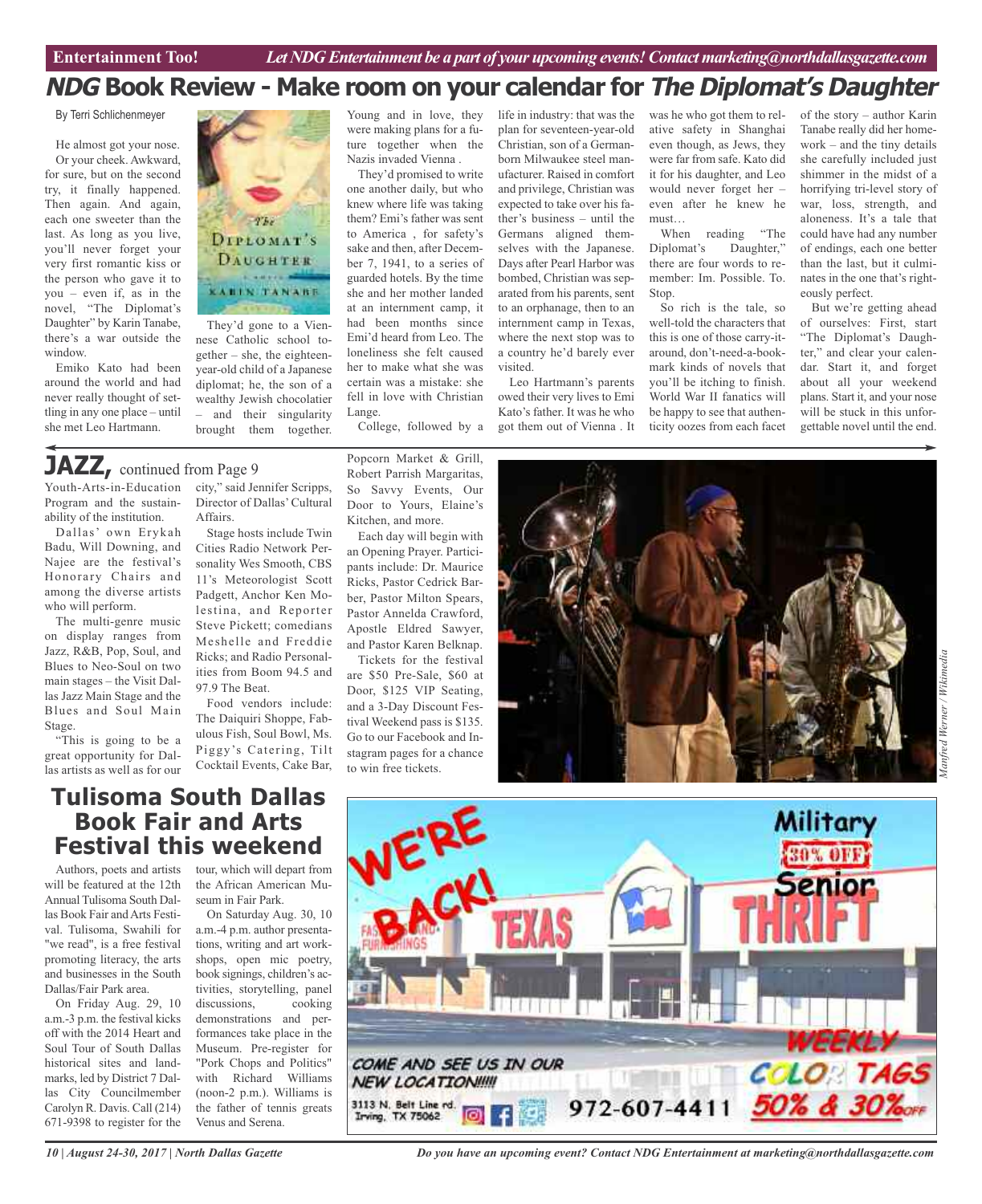## NDG Book Review - Make room on your calendar for *The Diplomat's Daughter*

By Terri Schlichenmeyer

He almost got your nose.

Or your cheek. Awkward, for sure, but on the second try, it finally happened. Then again. And again, each one sweeter than the last. As long as you live, you'll never forget your very first romantic kiss or the person who gave it to you – even if, as in the novel, "The Diplomat's Daughter" by Karin Tanabe, there's a war outside the window.

Emiko Kato had been around the world and had never really thought of settling in any one place – until she met Leo Hartmann.

They'd gone to a Viennese Catholic school together – she, the eighteen-year-old child of a Japanese diplomat; he, the son of a wealthy Jewish chocolatier – and their singularity brought them together. Young and in love, they were making plans for a future together when the Nazis invaded Vienna .

They'd promised to write one another daily, but who knew where life was taking them? Emi's father was sent to America , for safety's sake and then, after December 7, 1941, to a series of guarded hotels. By the time she and her mother landed at an internment camp, it had been months since Emi'd heard from Leo. The loneliness she felt caused her to make what she was certain was a mistake: she fell in love with Christian Lange.

College, followed by a life in industry: that was the plan for seventeen-year-old Christian, son of a German-born Milwaukee steel manufacturer. Raised in comfort and privilege, Christian was expected to take over his father's business – until the Germans aligned themselves with the Japanese. Days after Pearl Harbor was bombed, Christian was separated from his parents, sent to an orphanage, then to an internment camp in Texas, where the next stop was to a country he'd barely ever visited.

Leo Hartmann's parents owed their very lives to Emi Kato's father. It was he who got them out of Vienna . It was he who got them to relative safety in Shanghai even though, as Jews, they were far from safe. Kato did it for his daughter, and Leo would never forget her – even after he knew he must…

When reading "The Diplomat's Daughter," there are four words to remember: Im. Possible. To. Stop.

So rich is the tale, so well-told the characters that this is one of those carry-it-around, don't-need-a-bookmark kinds of novels that you'll be itching to finish. World War II fanatics will be happy to see that authenticity oozes from each facet of the story – author Karin Tanabe really did her homework – and the tiny details she carefully included just shimmer in the midst of a horrifying tri-level story of war, loss, strength, and aloneness. It's a tale that could have had any number of endings, each one better than the last, but it culminates in the one that's righteously perfect.

But we're getting ahead of ourselves: First, start "The Diplomat's Daughter," and clear your calendar. Start it, and forget about all your weekend plans. Start it, and your nose will be stuck in this unforgettable novel until the end.

## JAZZ, continued from Page 9

Youth-Arts-in-Education Program and the sustainability of the institution.

Dallas' own Erykah Badu, Will Downing, and Najee are the festival's Honorary Chairs and among the diverse artists who will perform.

The multi-genre music on display ranges from Jazz, R&B, Pop, Soul, and Blues to Neo-Soul on two main stages – the Visit Dallas Jazz Main Stage and the Blues and Soul Main Stage.

"This is going to be a great opportunity for Dallas artists as well as for our city," said Jennifer Scripps, Director of Dallas' Cultural Affairs.

Stage hosts include Twin Cities Radio Network Personality Wes Smooth, CBS 11's Meteorologist Scott Padgett, Anchor Ken Molestina, and Reporter Steve Pickett; comedians Meshelle and Freddie Ricks; and Radio Personalities from Boom 94.5 and 97.9 The Beat.

Food vendors include: The Daiquiri Shoppe, Fabulous Fish, Soul Bowl, Ms. Piggy's Catering, Tilt Cocktail Events, Cake Bar, Popcorn Market & Grill, Robert Parrish Margaritas, So Savvy Events, Our Door to Yours, Elaine's Kitchen, and more.

Each day will begin with an Opening Prayer. Participants include: Dr. Maurice Ricks, Pastor Cedrick Barber, Pastor Milton Spears, Pastor Annelda Crawford, Apostle Eldred Sawyer, and Pastor Karen Belknap.

Tickets for the festival are $50 Pre-Sale, $60 at Door, $125 VIP Seating, and a 3-Day Discount Festival Weekend pass is $135. Go to our Facebook and Instagram pages for a chance to win free tickets.

Manfred Werner / Wikimedia

## Tulisoma South Dallas Book Fair and Arts Festival this weekend

Authors, poets and artists will be featured at the 12th Annual Tulisoma South Dallas Book Fair and Arts Festival. Tulisoma, Swahili for "we read", is a free festival promoting literacy, the arts and businesses in the South Dallas/Fair Park area.

On Friday Aug. 29, 10 a.m.-3 p.m. the festival kicks off with the 2014 Heart and Soul Tour of South Dallas historical sites and landmarks, led by District 7 Dallas City Councilmember Carolyn R. Davis. Call (214) 671-9398 to register for the tour, which will depart from the African American Museum in Fair Park.

On Saturday Aug. 30, 10 a.m.-4 p.m. author presentations, writing and art workshops, open mic poetry, book signings, children's activities, storytelling, panel discussions, cooking demonstrations and performances take place in the Museum. Pre-register for "Pork Chops and Politics" with Richard Williams (noon-2 p.m.). Williams is the father of tennis greats Venus and Serena.

WE'RE BACK! Texas Thrift — Military 30% OFF Senior — COME AND SEE US IN OUR NEW LOCATION!!!!! 3113 N. Belt Line rd. Irving, TX 75062 — 972-607-4411 — WEEKLY COLOR TAGS 50% & 30% OFF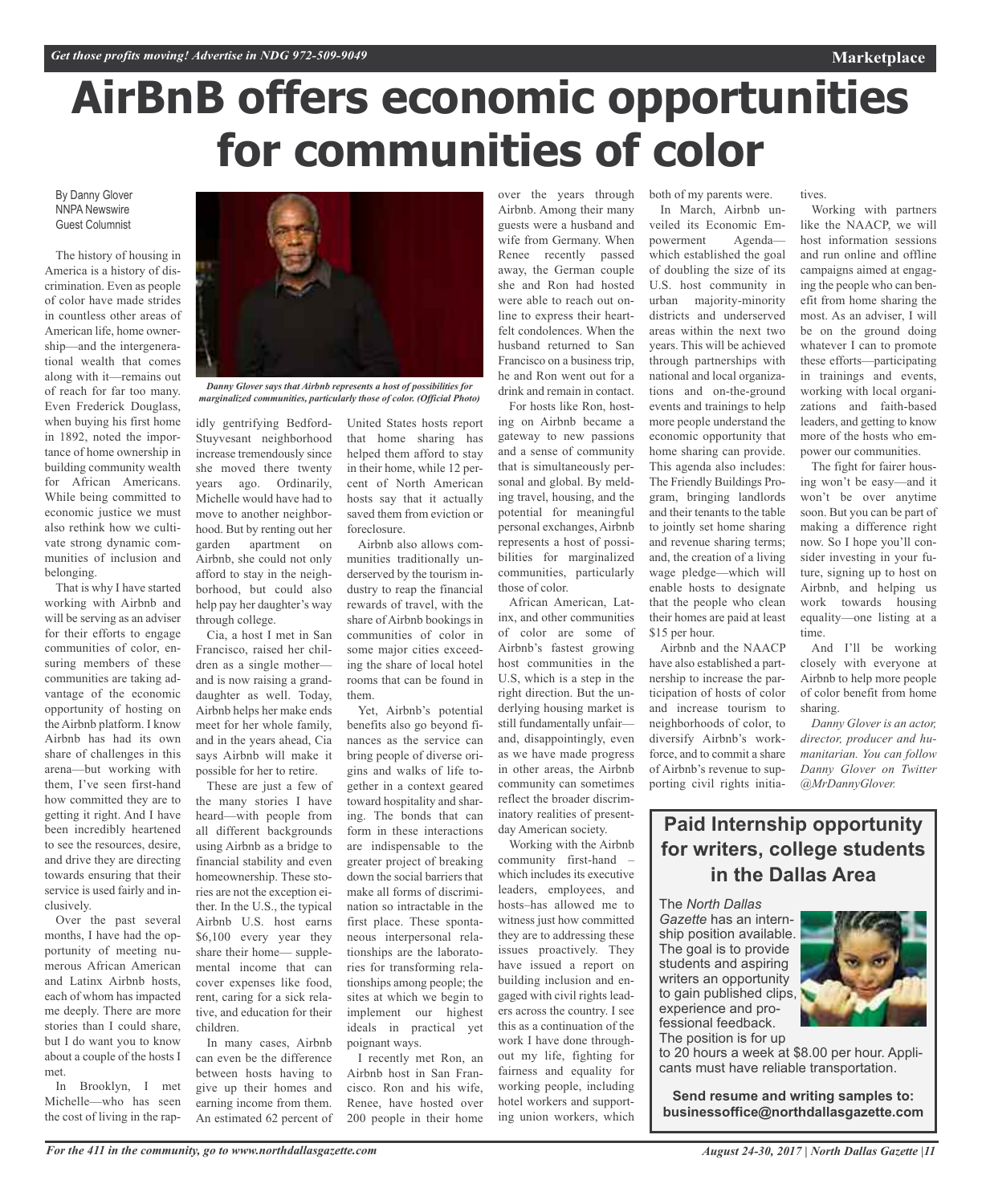# AirBnB offers economic opportunities for communities of color

By Danny Glover
NNPA Newswire
Guest Columnist

The history of housing in America is a history of discrimination. Even as people of color have made strides in countless other areas of American life, home ownership—and the intergenerational wealth that comes along with it—remains out of reach for far too many. Even Frederick Douglass, when buying his first home in 1892, noted the importance of home ownership in building community wealth for African Americans. While being committed to economic justice we must also rethink how we cultivate strong dynamic communities of inclusion and belonging.

That is why I have started working with Airbnb and will be serving as an adviser for their efforts to engage communities of color, ensuring members of these communities are taking advantage of the economic opportunity of hosting on the Airbnb platform. I know Airbnb has had its own share of challenges in this arena—but working with them, I've seen first-hand how committed they are to getting it right. And I have been incredibly heartened to see the resources, desire, and drive they are directing towards ensuring that their service is used fairly and inclusively.

*Danny Glover says that Airbnb represents a host of possibilities for marginalized communities, particularly those of color. (Official Photo)*

Over the past several months, I have had the opportunity of meeting numerous African American and Latinx Airbnb hosts, each of whom has impacted me deeply. There are more stories than I could share, but I do want you to know about a couple of the hosts I met.

In Brooklyn, I met Michelle—who has seen the cost of living in the rapidly gentrifying Bedford-Stuyvesant neighborhood increase tremendously since she moved there twenty years ago. Ordinarily, Michelle would have had to move to another neighborhood. But by renting out her garden apartment on Airbnb, she could not only afford to stay in the neighborhood, but could also help pay her daughter's way through college.

Cia, a host I met in San Francisco, raised her children as a single mother—and is now raising a granddaughter as well. Today, Airbnb helps her make ends meet for her whole family, and in the years ahead, Cia says Airbnb will make it possible for her to retire.

These are just a few of the many stories I have heard—with people from all different backgrounds using Airbnb as a bridge to financial stability and even homeownership. These stories are not the exception either. In the U.S., the typical Airbnb U.S. host earns $6,100 every year they share their home— supplemental income that can cover expenses like food, rent, caring for a sick relative, and education for their children.

In many cases, Airbnb can even be the difference between hosts having to give up their homes and earning income from them. An estimated 62 percent of United States hosts report that home sharing has helped them afford to stay in their home, while 12 percent of North American hosts say that it actually saved them from eviction or foreclosure.

Airbnb also allows communities traditionally underserved by the tourism industry to reap the financial rewards of travel, with the share of Airbnb bookings in communities of color in some major cities exceeding the share of local hotel rooms that can be found in them.

Yet, Airbnb's potential benefits also go beyond finances as the service can bring people of diverse origins and walks of life together in a context geared toward hospitality and sharing. The bonds that can form in these interactions are indispensable to the greater project of breaking down the social barriers that make all forms of discrimination so intractable in the first place. These spontaneous interpersonal relationships are the laboratories for transforming relationships among people; the sites at which we begin to implement our highest ideals in practical yet poignant ways.

I recently met Ron, an Airbnb host in San Francisco. Ron and his wife, Renee, have hosted over 200 people in their home over the years through Airbnb. Among their many guests were a husband and wife from Germany. When Renee recently passed away, the German couple she and Ron had hosted were able to reach out online to express their heartfelt condolences. When the husband returned to San Francisco on a business trip, he and Ron went out for a drink and remain in contact.

For hosts like Ron, hosting on Airbnb became a gateway to new passions and a sense of community that is simultaneously personal and global. By melding travel, housing, and the potential for meaningful personal exchanges, Airbnb represents a host of possibilities for marginalized communities, particularly those of color.

African American, Latinx, and other communities of color are some of Airbnb's fastest growing host communities in the U.S, which is a step in the right direction. But the underlying housing market is still fundamentally unfair—and, disappointingly, even as we have made progress in other areas, the Airbnb community can sometimes reflect the broader discriminatory realities of present-day American society.

Working with the Airbnb community first-hand – which includes its executive leaders, employees, and hosts–has allowed me to witness just how committed they are to addressing these issues proactively. They have issued a report on building inclusion and engaged with civil rights leaders across the country. I see this as a continuation of the work I have done throughout my life, fighting for fairness and equality for working people, including hotel workers and supporting union workers, which both of my parents were.

In March, Airbnb unveiled its Economic Empowerment Agenda—which established the goal of doubling the size of its U.S. host community in urban majority-minority districts and underserved areas within the next two years. This will be achieved through partnerships with national and local organizations and on-the-ground events and trainings to help more people understand the economic opportunity that home sharing can provide. This agenda also includes: The Friendly Buildings Program, bringing landlords and their tenants to the table to jointly set home sharing and revenue sharing terms; and, the creation of a living wage pledge—which will enable hosts to designate that the people who clean their homes are paid at least $15 per hour.

Airbnb and the NAACP have also established a partnership to increase the participation of hosts of color and increase tourism to neighborhoods of color, to diversify Airbnb's workforce, and to commit a share of Airbnb's revenue to supporting civil rights initiatives.

Working with partners like the NAACP, we will host information sessions and run online and offline campaigns aimed at engaging the people who can benefit from home sharing the most. As an adviser, I will be on the ground doing whatever I can to promote these efforts—participating in trainings and events, working with local organizations and faith-based leaders, and getting to know more of the hosts who empower our communities.

The fight for fairer housing won't be easy—and it won't be over anytime soon. But you can be part of making a difference right now. So I hope you'll consider investing in your future, signing up to host on Airbnb, and helping us work towards housing equality—one listing at a time.

And I'll be working closely with everyone at Airbnb to help more people of color benefit from home sharing.

*Danny Glover is an actor, director, producer and humanitarian. You can follow Danny Glover on Twitter @MrDannyGlover.*

## Paid Internship opportunity for writers, college students in the Dallas Area

The *North Dallas Gazette* has an internship position available. The goal is to provide students and aspiring writers an opportunity to gain published clips, experience and professional feedback. The position is for up to 20 hours a week at $8.00 per hour. Applicants must have reliable transportation.

**Send resume and writing samples to: businessoffice@northdallasgazette.com**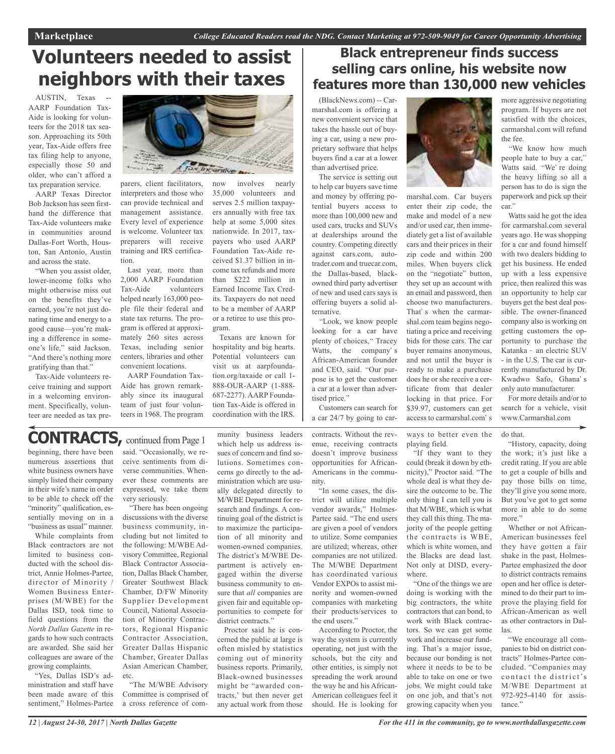# Volunteers needed to assist neighbors with their taxes

AUSTIN, Texas -- AARP Foundation Tax-Aide is looking for volunteers for the 2018 tax season. Approaching its 50th year, Tax-Aide offers free tax filing help to anyone, especially those 50 and older, who can't afford a tax preparation service.

AARP Texas Director Bob Jackson has seen first-hand the difference that Tax-Aide volunteers make in communities around Dallas-Fort Worth, Houston, San Antonio, Austin and across the state.

"When you assist older, lower-income folks who might otherwise miss out on the benefits they've earned, you're not just donating time and energy to a good cause—you're making a difference in someone's life," said Jackson. "And there's nothing more gratifying than that."

Tax-Aide volunteers receive training and support in a welcoming environment. Specifically, volunteer are needed as tax preparers, client facilitators, interpreters and those who can provide technical and management assistance. Every level of experience is welcome. Volunteer tax preparers will receive training and IRS certification.

Last year, more than 2,000 AARP Foundation Tax-Aide volunteers helped nearly 163,000 people file their federal and state tax returns. The program is offered at approximately 260 sites across Texas, including senior centers, libraries and other convenient locations.

AARP Foundation Tax-Aide has grown remarkably since its inaugural team of just four volunteers in 1968. The program now involves nearly 35,000 volunteers and serves 2.5 million taxpayers annually with free tax help at some 5,000 sites nationwide. In 2017, taxpayers who used AARP Foundation Tax-Aide received $1.37 billion in income tax refunds and more than $222 million in Earned Income Tax Credits. Taxpayers do not need to be a member of AARP or a retiree to use this program.

Texans are known for hospitality and big hearts. Potential volunteers can visit us at aarpfoundation.org/taxaide or call 1-888-OUR-AARP (1-888-687-2277). AARP Foundation Tax-Aide is offered in coordination with the IRS.

# Black entrepreneur finds success selling cars online, his website now features more than 130,000 new vehicles

(BlackNews.com) -- Carmarshal.com is offering a new convenient service that takes the hassle out of buying a car, using a new proprietary software that helps buyers find a car at a lower than advertised price.

The service is setting out to help car buyers save time and money by offering potential buyers access to more than 100,000 new and used cars, trucks and SUVs at dealerships around the country. Competing directly against cars.com, autotrader.com and truecar.com, the Dallas-based, black-owned third party advertiser of new and used cars says is offering buyers a solid alternative.

"Look, we know people looking for a car have plenty of choices," Tracey Watts, the company's African-American founder and CEO, said. "Our purpose is to get the customer a car at a lower than advertised price."

Customers can search for a car 24/7 by going to carmarshal.com. Car buyers enter their zip code, the make and model of a new and/or used car, then immediately get a list of available cars and their prices in their zip code and within 200 miles. When buyers click on the "negotiate" button, they set up an account with an email and password, then choose two manufacturers. That's when the carmarshal.com team begins negotiating a price and receiving bids for those cars. The car buyer remains anonymous, and not until the buyer is ready to make a purchase does he or she receive a certificate from that dealer locking in that price. For $39.97, customers can get access to carmarshal.com's more aggressive negotiating program. If buyers are not satisfied with the choices, carmarshal.com will refund the fee.

"We know how much people hate to buy a car," Watts said. "We're doing the heavy lifting so all a person has to do is sign the paperwork and pick up their car."

Watts said he got the idea for carmarshal.com several years ago. He was shopping for a car and found himself with two dealers bidding to get his business. He ended up with a less expensive price, then realized this was an opportunity to help car buyers get the best deal possible. The owner-financed company also is working on getting customers the opportunity to purchase the Katanka – an electric SUV - in the U.S. The car is currently manufactured by Dr. Kwadwo Safo, Ghana's only auto manufacturer.

For more details and/or to search for a vehicle, visit www.Carmarshal.com

# CONTRACTS, continued from Page 1

beginning, there have been numerous assertions that white business owners have simply listed their company in their wife's name in order to be able to check off the "minority" qualification, essentially moving on in a "business as usual" manner.

While complaints from Black contractors are not limited to business conducted with the school district, Annie Holmes-Partee, director of Minority / Women Business Enterprises (M/WBE) for the Dallas ISD, took time to field questions from the *North Dallas Gazette* in regards to how such contracts are awarded. She said her colleagues are aware of the growing complaints.

"Yes, Dallas ISD's administration and staff have been made aware of this sentiment," Holmes-Partee said. "Occasionally, we receive sentiments from diverse communities. Whenever these comments are expressed, we take them very seriously.

"There has been ongoing discussions with the diverse business community, including but not limited to the following: M/WBE Advisory Committee, Regional Black Contractor Association, Dallas Black Chamber, Greater Southwest Black Chamber, D/FW Minority Supplier Development Council, National Association of Minority Contractors, Regional Hispanic Contractor Association, Greater Dallas Hispanic Chamber, Greater Dallas Asian American Chamber, etc.

"The M/WBE Advisory Committee is comprised of a cross reference of community business leaders which help us address issues of concern and find solutions. Sometimes concerns go directly to the administration which are usually delegated directly to M/WBE Department for research and findings. A continuing goal of the district is to maximize the participation of all minority and women-owned companies. The district's M/WBE Department is actively engaged within the diverse business community to ensure that *all* companies are given fair and equitable opportunities to compete for district contracts."

Proctor said he is concerned the public at large is often misled by statistics coming out of minority business reports. Primarily, Black-owned businesses might be "awarded contracts,' but then never get any actual work from those contracts. Without the revenue, receiving contracts doesn't improve business opportunities for African-Americans in the community.

"In some cases, the district will utilize multiple vendor awards," Holmes-Partee said. "The end users are given a pool of vendors to utilize. Some companies are utilized; whereas, other companies are not utilized. The M/WBE Department has coordinated various Vendor EXPOs to assist minority and women-owned companies with marketing their products/services to the end users."

According to Proctor, the way the system is currently operating, not just with the schools, but the city and other entities, is simply not spreading the work around the way he and his African-American colleagues feel it should. He is looking for ways to better even the playing field.

"If they want to they could (break it down by ethnicity)," Proctor said. "The whole deal is what they desire the outcome to be. The only thing I can tell you is that M/WBE, which is what they call this thing. The majority of the people getting the contracts is WBE, which is white women, and the Blacks are dead last. Not only at DISD, everywhere.

"One of the things we are doing is working with the big contractors, the white contractors that can bond, to work with Black contractors. So we can get some work and increase our funding. That's a major issue, because our bonding is not where it needs to be to be able to take on one or two jobs. We might could take on one job, and that's not growing capacity when you do that.

"History, capacity, doing the work; it's just like a credit rating. If you are able to get a couple of bills and pay those bills on time, they'll give you some more. But you've got to get some more in able to do some more."

Whether or not African-American businesses feel they have gotten a fair shake in the past, Holmes-Partee emphasized the door to district contracts remains open and her office is determined to do their part to improve the playing field for African-American as well as other contractors in Dallas.

"We encourage all companies to bid on district contracts" Holmes-Partee concluded. "Companies may contact the district's M/WBE Department at 972-925-4140 for assistance."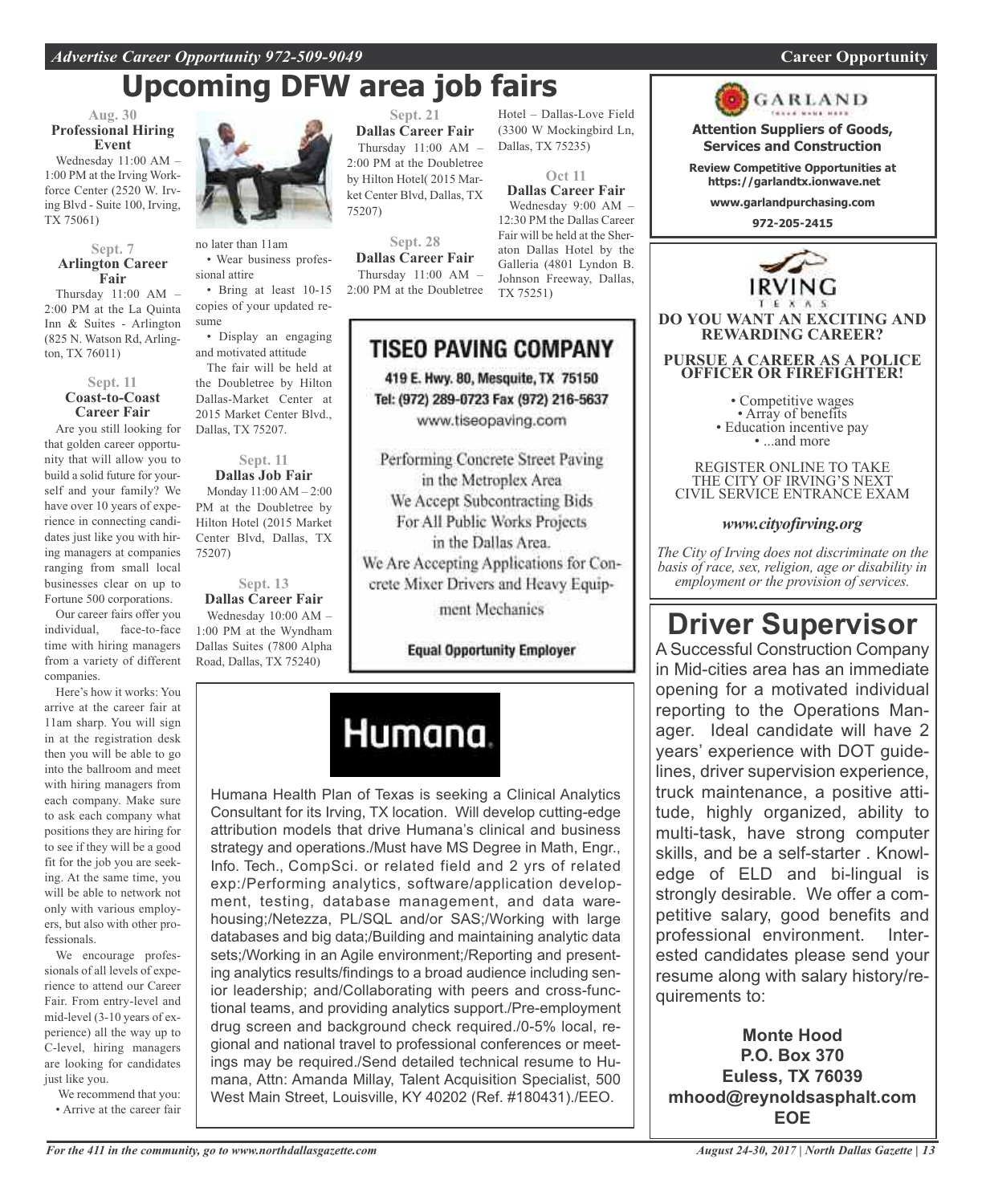# Upcoming DFW area job fairs

**Aug. 30**
**Professional Hiring Event**

Wednesday 11:00 AM – 1:00 PM at the Irving Workforce Center (2520 W. Irving Blvd - Suite 100, Irving, TX 75061)

**Sept. 7**
**Arlington Career Fair**

Thursday 11:00 AM – 2:00 PM at the La Quinta Inn & Suites - Arlington (825 N. Watson Rd, Arlington, TX 76011)

**Sept. 11**
**Coast-to-Coast Career Fair**

Are you still looking for that golden career opportunity that will allow you to build a solid future for yourself and your family? We have over 10 years of experience in connecting candidates just like you with hiring managers at companies ranging from small local businesses clear on up to Fortune 500 corporations.

Our career fairs offer you individual, face-to-face time with hiring managers from a variety of different companies.

Here's how it works: You arrive at the career fair at 11am sharp. You will sign in at the registration desk then you will be able to go into the ballroom and meet with hiring managers from each company. Make sure to ask each company what positions they are hiring for to see if they will be a good fit for the job you are seeking. At the same time, you will be able to network not only with various employers, but also with other professionals.

We encourage professionals of all levels of experience to attend our Career Fair. From entry-level and mid-level (3-10 years of experience) all the way up to C-level, hiring managers are looking for candidates just like you.

We recommend that you:

- Arrive at the career fair no later than 11am
- Wear business professional attire
- Bring at least 10-15 copies of your updated resume
- Display an engaging and motivated attitude

The fair will be held at the Doubletree by Hilton Dallas-Market Center at 2015 Market Center Blvd., Dallas, TX 75207.

**Sept. 11**
**Dallas Job Fair**

Monday 11:00 AM – 2:00 PM at the Doubletree by Hilton Hotel (2015 Market Center Blvd, Dallas, TX 75207)

**Sept. 13**
**Dallas Career Fair**

Wednesday 10:00 AM – 1:00 PM at the Wyndham Dallas Suites (7800 Alpha Road, Dallas, TX 75240)

**Sept. 21**
**Dallas Career Fair**

Thursday 11:00 AM – 2:00 PM at the Doubletree by Hilton Hotel( 2015 Market Center Blvd, Dallas, TX 75207)

**Sept. 28**
**Dallas Career Fair**

Thursday 11:00 AM – 2:00 PM at the Doubletree Hotel – Dallas-Love Field (3300 W Mockingbird Ln, Dallas, TX 75235)

**Oct 11**
**Dallas Career Fair**

Wednesday 9:00 AM – 12:30 PM the Dallas Career Fair will be held at the Sheraton Dallas Hotel by the Galleria (4801 Lyndon B. Johnson Freeway, Dallas, TX 75251)

---

## TISEO PAVING COMPANY

419 E. Hwy. 80, Mesquite, TX 75150
Tel: (972) 289-0723 Fax (972) 216-5637
www.tiseopaving.com

Performing Concrete Street Paving in the Metroplex Area
We Accept Subcontracting Bids For All Public Works Projects in the Dallas Area.
We Are Accepting Applications for Concrete Mixer Drivers and Heavy Equipment Mechanics

**Equal Opportunity Employer**

---

## Humana.

Humana Health Plan of Texas is seeking a Clinical Analytics Consultant for its Irving, TX location. Will develop cutting-edge attribution models that drive Humana's clinical and business strategy and operations./Must have MS Degree in Math, Engr., Info. Tech., CompSci. or related field and 2 yrs of related exp:/Performing analytics, software/application development, testing, database management, and data warehousing;/Netezza, PL/SQL and/or SAS;/Working with large databases and big data;/Building and maintaining analytic data sets;/Working in an Agile environment;/Reporting and presenting analytics results/findings to a broad audience including senior leadership; and/Collaborating with peers and cross-functional teams, and providing analytics support./Pre-employment drug screen and background check required./0-5% local, regional and national travel to professional conferences or meetings may be required./Send detailed technical resume to Humana, Attn: Amanda Millay, Talent Acquisition Specialist, 500 West Main Street, Louisville, KY 40202 (Ref. #180431)./EEO.

---

## GARLAND

**Attention Suppliers of Goods, Services and Construction**

**Review Competitive Opportunities at https://garlandtx.ionwave.net**

**www.garlandpurchasing.com**

**972-205-2415**

---

## IRVING
TEXAS

**DO YOU WANT AN EXCITING AND REWARDING CAREER?**

**PURSUE A CAREER AS A POLICE OFFICER OR FIREFIGHTER!**

- Competitive wages
- Array of benefits
- Education incentive pay
- ...and more

REGISTER ONLINE TO TAKE THE CITY OF IRVING'S NEXT CIVIL SERVICE ENTRANCE EXAM

***www.cityofirving.org***

*The City of Irving does not discriminate on the basis of race, sex, religion, age or disability in employment or the provision of services.*

---

## Driver Supervisor

A Successful Construction Company in Mid-cities area has an immediate opening for a motivated individual reporting to the Operations Manager. Ideal candidate will have 2 years' experience with DOT guidelines, driver supervision experience, truck maintenance, a positive attitude, highly organized, ability to multi-task, have strong computer skills, and be a self-starter . Knowledge of ELD and bi-lingual is strongly desirable. We offer a competitive salary, good benefits and professional environment. Interested candidates please send your resume along with salary history/requirements to:

**Monte Hood**
**P.O. Box 370**
**Euless, TX 76039**
**mhood@reynoldsasphalt.com**
**EOE**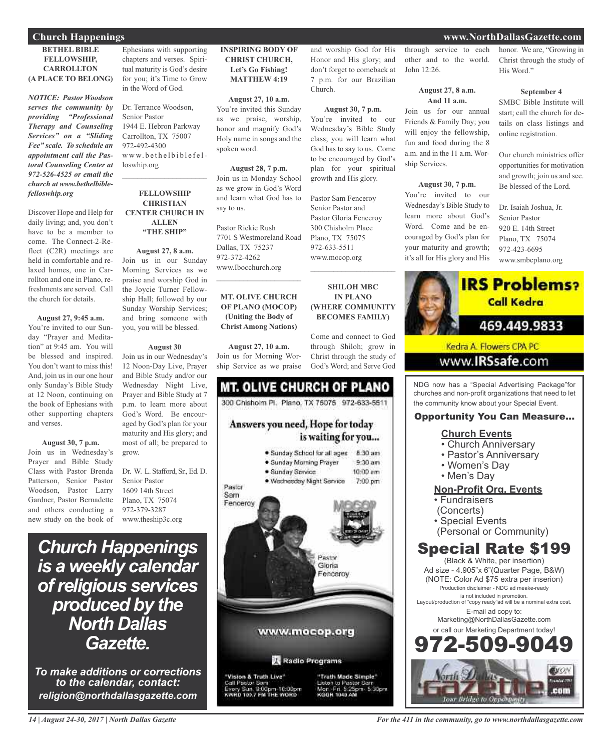## Church Happenings

### BETHEL BIBLE FELLOWSHIP, CARROLLTON (A PLACE TO BELONG)

***NOTICE: Pastor Woodson serves the community by providing "Professional Therapy and Counseling Services" on a "Sliding Fee" scale. To schedule an appointment call the Pastoral Counseling Center at 972-526-4525 or email the church at www.bethelbiblefelloswhip.org***

Discover Hope and Help for daily living; and, you don't have to be a member to come. The Connect-2-Reflect (C2R) meetings are held in comfortable and relaxed homes, one in Carrollton and one in Plano, refreshments are served. Call the church for details.

**August 27, 9:45 a.m.**
You're invited to our Sunday "Prayer and Meditation" at 9:45 am. You will be blessed and inspired. You don't want to miss this! And, join us in our one hour only Sunday's Bible Study at 12 Noon, continuing on the book of Ephesians with other supporting chapters and verses.

**August 30, 7 p.m.**
Join us in Wednesday's Prayer and Bible Study Class with Pastor Brenda Patterson, Senior Pastor Woodson, Pastor Larry Gardner, Pastor Bernadette and others conducting a new study on the book of Ephesians with supporting chapters and verses. Spiritual maturity is God's desire for you; it's Time to Grow in the Word of God.

Dr. Terrance Woodson, Senior Pastor
1944 E. Hebron Parkway
Carrollton, TX 75007
972-492-4300
www.bethelbiblefelloswhip.org

---

### FELLOWSHIP CHRISTIAN CENTER CHURCH IN ALLEN "THE SHIP"

**August 27, 8 a.m.**
Join us in our Sunday Morning Services as we praise and worship God in the Joycie Turner Fellowship Hall; followed by our Sunday Worship Services; and bring someone with you, you will be blessed.

**August 30**
Join us in our Wednesday's 12 Noon-Day Live, Prayer and Bible Study and/or our Wednesday Night Live, Prayer and Bible Study at 7 p.m. to learn more about God's Word. Be encouraged by God's plan for your maturity and His glory; and most of all; be prepared to grow.

Dr. W. L. Stafford, Sr., Ed. D.
Senior Pastor
1609 14th Street
Plano, TX 75074
972-379-3287
www.theship3c.org

***Church Happenings is a weekly calendar of religious services produced by the North Dallas Gazette.***

***To make additions or corrections to the calendar, contact: religion@northdallasgazette.com***

### INSPIRING BODY OF CHRIST CHURCH, Let's Go Fishing! MATTHEW 4:19

**August 27, 10 a.m.**
You're invited this Sunday as we praise, worship, honor and magnify God's Holy name in songs and the spoken word.

**August 28, 7 p.m.**
Join us in Monday School as we grow in God's Word and learn what God has to say to us.

Pastor Rickie Rush
7701 S Westmoreland Road
Dallas, TX 75237
972-372-4262
www.Ibocchurch.org

---

### MT. OLIVE CHURCH OF PLANO (MOCOP) (Uniting the Body of Christ Among Nations)

**August 27, 10 a.m.**
Join us for Morning Worship Service as we praise and worship God for His Honor and His glory; and don't forget to comeback at 7 p.m. for our Brazilian Church.

**August 30, 7 p.m.**
You're invited to our Wednesday's Bible Study class; you will learn what God has to say to us. Come to be encouraged by God's plan for your spiritual growth and His glory.

Pastor Sam Fenceroy
Senior Pastor and
Pastor Gloria Fenceroy
300 Chisholm Place
Plano, TX 75075
972-633-5511
www.mocop.org

---

### SHILOH MBC IN PLANO (WHERE COMMUNITY BECOMES FAMILY)

Come and connect to God through Shiloh; grow in Christ through the study of God's Word; and Serve God through service to each other and to the world. John 12:26.

**August 27, 8 a.m. And 11 a.m.**
Join us for our annual Friends & Family Day; you will enjoy the fellowship, fun and food during the 8 a.m. and in the 11 a.m. Worship Services.

**August 30, 7 p.m.**
You're invited to our Wednesday's Bible Study to learn more about God's Word. Come and be encouraged by God's plan for your maturity and growth; it's all for His glory and His honor. We are, "Growing in Christ through the study of His Word."

**September 4**
SMBC Bible Institute will start; call the church for details on class listings and online registration.

Our church ministries offer opportunities for motivation and growth; join us and see. Be blessed of the Lord.

Dr. Isaiah Joshua, Jr.
Senior Pastor
920 E. 14th Street
Plano, TX 75074
972-423-6695
www.smbcplano.org

---

**MT. OLIVE CHURCH OF PLANO**
300 Chisholm Pl. Plano, TX 75075 972-633-5511

Answers you need, Hope for today is waiting for you...

- Sunday School for all ages 8:30 am
- Sunday Morning Prayer 9:30 am
- Sunday Service 10:00 am
- Wednesday Night Service 7:00 pm

Pastor Sam Fenceroy — Pastor Gloria Fenceroy

www.mocop.org

Radio Programs

"Vision & Truth Live" Call Pastor Sam Every Sun. 9:00pm-10:00pm KWRD 103.7 FM THE WORD

"Truth Made Simple" Listen to Pastor Sam Mon.-Fri. 5:25pm- 5:30pm KGGR 1040 AM

---

**IRS Problems? Call Kedra**
469.449.9833
Kedra A. Flowers CPA PC
www.IRSsafe.com

---

NDG now has a "Special Advertising Package"for churches and non-profit organizations that need to let the community know about your Special Event.

**Opportunity You Can Measure...**

**Church Events**
- Church Anniversary
- Pastor's Anniversary
- Women's Day
- Men's Day

**Non-Profit Org. Events**
- Fundraisers (Concerts)
- Special Events (Personal or Community)

**Special Rate $199**
(Black & White, per insertion)
Ad size - 4.905"x 6"(Quarter Page, B&W)
(NOTE: Color Ad $75 extra per inserion)
Production disclaimer - NDG ad meake-ready is not included in promotion.
Layout/production of "copy ready"ad will be a nominal extra cost.
E-mail ad copy to:
Marketing@NorthDallasGazette.com
or call our Marketing Department today!
**972-509-9049**

North Dallas Gazette .com — Your Bridge to Opportunity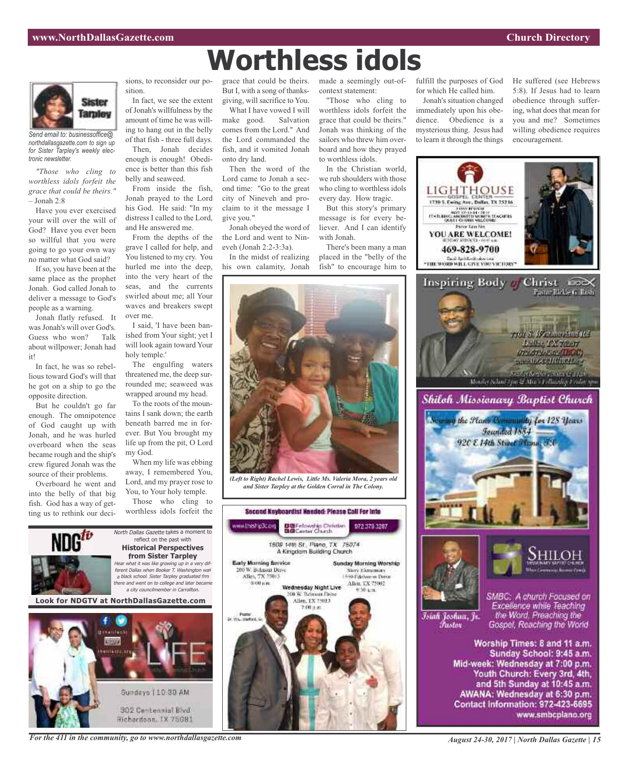# Worthless idols

*Send email to: businessoffice@northdallasgazette.com to sign up for Sister Tarpley's weekly electronic newsletter.*

*"Those who cling to worthless idols forfeit the grace that could be theirs."* – Jonah 2:8

Have you ever exercised your will over the will of God? Have you ever been so willful that you were going to go your own way no matter what God said?

If so, you have been at the same place as the prophet Jonah. God called Jonah to deliver a message to God's people as a warning.

Jonah flatly refused. It was Jonah's will over God's. Guess who won? Talk about willpower; Jonah had it!

In fact, he was so rebellious toward God's will that he got on a ship to go the opposite direction.

But he couldn't go far enough. The omnipotence of God caught up with Jonah, and he was hurled overboard when the seas became rough and the ship's crew figured Jonah was the source of their problems.

Overboard he went and into the belly of that big fish. God has a way of getting us to rethink our decisions, to reconsider our position.

In fact, we see the extent of Jonah's willfulness by the amount of time he was willing to hang out in the belly of that fish - three full days.

Then, Jonah decides enough is enough! Obedience is better than this fish belly and seaweed.

From inside the fish, Jonah prayed to the Lord his God. He said: "In my distress I called to the Lord, and He answered me.

From the depths of the grave I called for help, and You listened to my cry. You hurled me into the deep, into the very heart of the seas, and the currents swirled about me; all Your waves and breakers swept over me.

I said, 'I have been banished from Your sight; yet I will look again toward Your holy temple.'

The engulfing waters threatened me, the deep surrounded me; seaweed was wrapped around my head.

To the roots of the mountains I sank down; the earth beneath barred me in forever. But You brought my life up from the pit, O Lord my God.

When my life was ebbing away, I remembered You, Lord, and my prayer rose to You, to Your holy temple.

Those who cling to worthless idols forfeit the grace that could be theirs. But I, with a song of thanksgiving, will sacrifice to You.

What I have vowed I will make good. Salvation comes from the Lord." And the Lord commanded the fish, and it vomited Jonah onto dry land.

Then the word of the Lord came to Jonah a second time: "Go to the great city of Nineveh and proclaim to it the message I give you."

Jonah obeyed the word of the Lord and went to Nineveh (Jonah 2:2-3:3a).

In the midst of realizing his own calamity, Jonah made a seemingly out-of-context statement:

"Those who cling to worthless idols forfeit the grace that could be theirs." Jonah was thinking of the sailors who threw him overboard and how they prayed to worthless idols.

In the Christian world, we rub shoulders with those who cling to worthless idols every day. How tragic.

But this story's primary message is for every believer. And I can identify with Jonah.

There's been many a man placed in the "belly of the fish" to encourage him to fulfill the purposes of God for which He called him.

Jonah's situation changed immediately upon his obedience. Obedience is a mysterious thing. Jesus had to learn it through the things He suffered (see Hebrews 5:8). If Jesus had to learn obedience through suffering, what does that mean for you and me? Sometimes willing obedience requires encouragement.

*(Left to Right) Rachel Lewis, Little Ms. Valeria Mora, 2 years old and Sister Tarpley at the Golden Corral in The Colony.*

---

**NDGtv**

*North Dallas Gazette* takes a moment to reflect on the past with

**Historical Perspectives from Sister Tarpley**

*Hear what it was like growing up in a very different Dallas when Booker T. Washington was a black school. Sister Tarpley graduated frm there and went on to college and later became a city councilmember in Carrollton.*

**Look for NDGTV at NorthDallasGazette.com**

---

LIFE

Sundays | 10:30 AM

302 Centennial Blvd
Richardson, TX 75081

---

**Second Keyboardist Needed: Please Call For Info**

www.theship3c.org — Fellowship Christian Center Church — 972 379 3287

1609 14th St., Plano, TX 75074
A Kingdom Building Church

**Early Morning Service**
200 W. Belmont Drive
Allen, TX 75013
8:00 a.m.

**Sunday Morning Worship**
Story Elementary
1550 Edelweiss Drive
Allen, TX 75002
9:30 a.m.

**Wednesday Night Live**
200 W. Belmont Drive
Allen, TX 75013
7:00 p.m.

Pastor
Dr. W.L. Stafford, Sr.

---

**LIGHTHOUSE GOSPEL CENTER**

1730 S. Ewing Ave., Dallas, TX 75216

**YOU ARE WELCOME!**

**469-828-9700**

"THE WORD WILL GIVE YOU VICTORY"

---

**Inspiring Body of Christ**

Pastor Rickie G. Rush

7701 S. Westmoreland Rd
Dallas TX 75237
972.372.4262 (IBOC)

---

**Shiloh Missionary Baptist Church**

Serving the Plano Community for 128 Years
Founded 1884
920 E 14th Street Plano, TX

SHILOH MISSIONARY BAPTIST CHURCH

Israel Jordan, Jr.
Pastor

SMBC: A church Focused on Excellence while Teaching the Word, Preaching the Gospel, Reaching the World

Worship Times: 8 and 11 a.m.
Sunday School: 9:45 a.m.
Mid-week: Wednesday at 7:00 p.m.
Youth Church: Every 3rd, 4th, and 5th Sunday at 10:45 a.m.
AWANA: Wednesday at 6:30 p.m.
Contact Information: 972-423-6695
www.smbcplano.org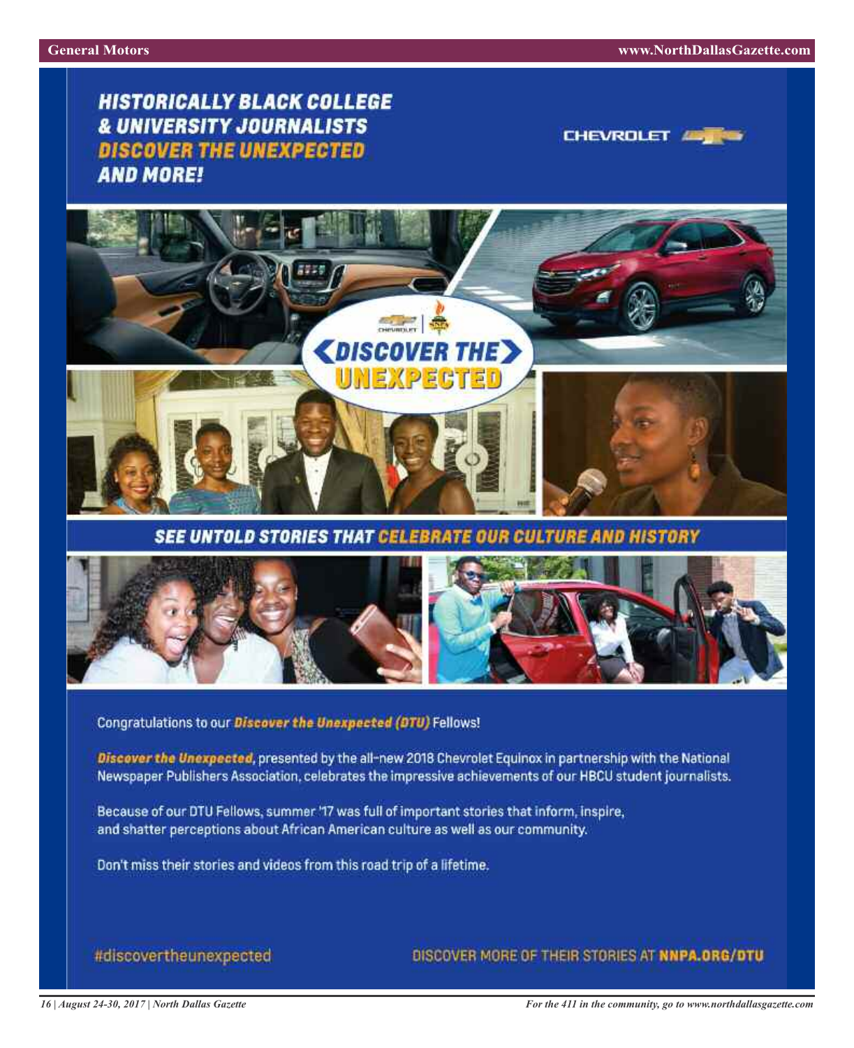# HISTORICALLY BLACK COLLEGE & UNIVERSITY JOURNALISTS DISCOVER THE UNEXPECTED AND MORE!

CHEVROLET

DISCOVER THE UNEXPECTED

## SEE UNTOLD STORIES THAT CELEBRATE OUR CULTURE AND HISTORY

Congratulations to our ***Discover the Unexpected (DTU)*** Fellows!

***Discover the Unexpected***, presented by the all-new 2018 Chevrolet Equinox in partnership with the National Newspaper Publishers Association, celebrates the impressive achievements of our HBCU student journalists.

Because of our DTU Fellows, summer '17 was full of important stories that inform, inspire, and shatter perceptions about African American culture as well as our community.

Don't miss their stories and videos from this road trip of a lifetime.

#discovertheunexpected

DISCOVER MORE OF THEIR STORIES AT **NNPA.ORG/DTU**